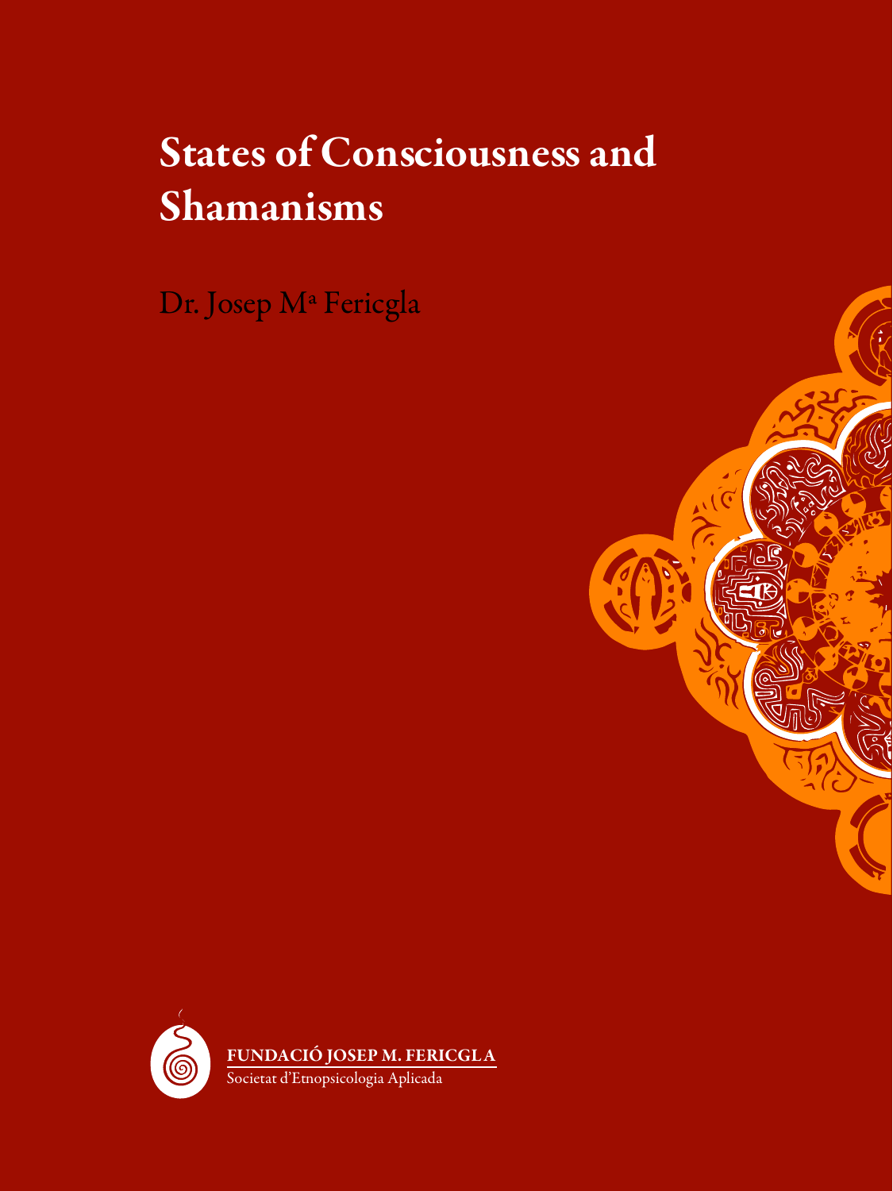# States of Consciousness and Shamanisms

Dr. Josep Mª Fericgla

**FUNDACIÓ JOSEP M. FERICGLA**

Societat d'Etnopsicologia Aplicada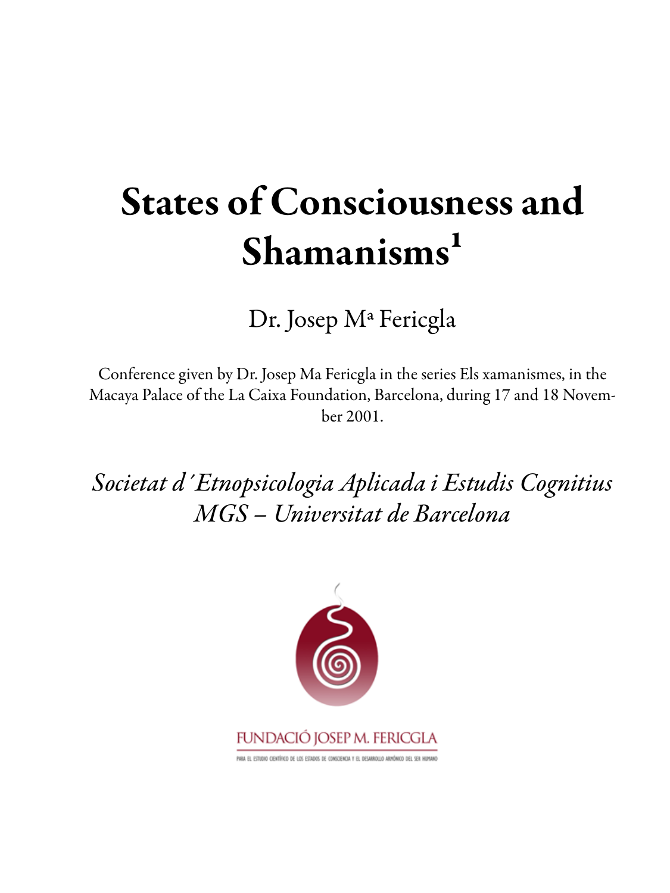# States of Consciousness and Shamanisms[1]

Dr. Josep Mª Fericgla

Conference given by Dr. Josep Ma Fericgla in the series Els xamanismes, in the Macaya Palace of the La Caixa Foundation, Barcelona, during 17 and 18 November 2001.

*Societat d´Etnopsicologia Aplicada i Estudis Cognitius*
*MGS – Universitat de Barcelona*

FUNDACIÓ JOSEP M. FERICGLA

PARA EL ESTUDIO CIENTÍFICO DE LOS ESTADOS DE CONSCIENCIA Y EL DESARROLLO ARMÓNICO DEL SER HUMANO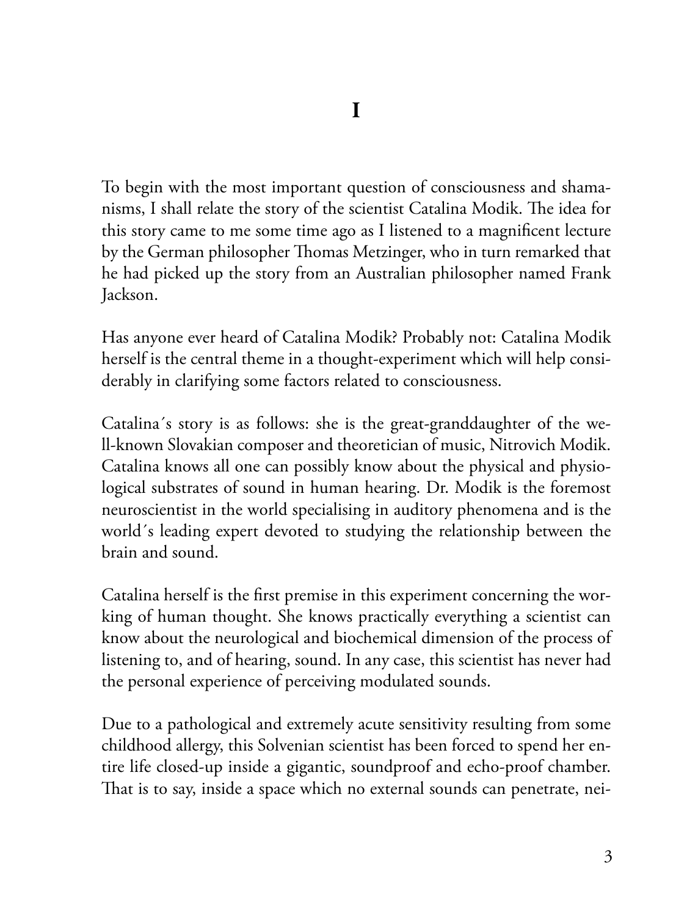# I

To begin with the most important question of consciousness and shamanisms, I shall relate the story of the scientist Catalina Modik. The idea for this story came to me some time ago as I listened to a magnificent lecture by the German philosopher Thomas Metzinger, who in turn remarked that he had picked up the story from an Australian philosopher named Frank Jackson.

Has anyone ever heard of Catalina Modik? Probably not: Catalina Modik herself is the central theme in a thought-experiment which will help considerably in clarifying some factors related to consciousness.

Catalina´s story is as follows: she is the great-granddaughter of the well-known Slovakian composer and theoretician of music, Nitrovich Modik. Catalina knows all one can possibly know about the physical and physiological substrates of sound in human hearing. Dr. Modik is the foremost neuroscientist in the world specialising in auditory phenomena and is the world´s leading expert devoted to studying the relationship between the brain and sound.

Catalina herself is the first premise in this experiment concerning the working of human thought. She knows practically everything a scientist can know about the neurological and biochemical dimension of the process of listening to, and of hearing, sound. In any case, this scientist has never had the personal experience of perceiving modulated sounds.

Due to a pathological and extremely acute sensitivity resulting from some childhood allergy, this Solvenian scientist has been forced to spend her entire life closed-up inside a gigantic, soundproof and echo-proof chamber. That is to say, inside a space which no external sounds can penetrate, nei-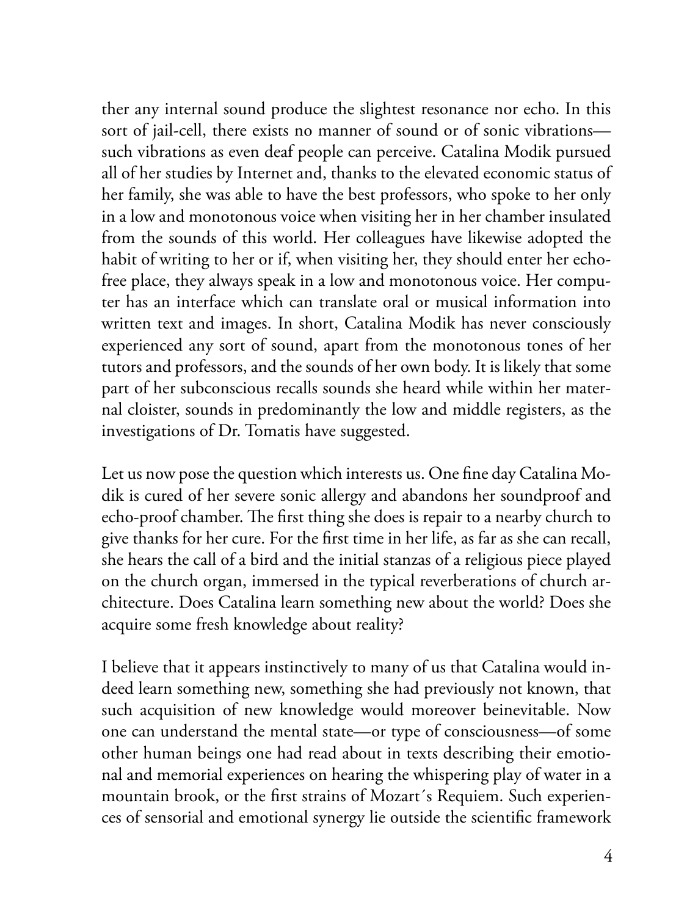ther any internal sound produce the slightest resonance nor echo. In this sort of jail-cell, there exists no manner of sound or of sonic vibrations—such vibrations as even deaf people can perceive. Catalina Modik pursued all of her studies by Internet and, thanks to the elevated economic status of her family, she was able to have the best professors, who spoke to her only in a low and monotonous voice when visiting her in her chamber insulated from the sounds of this world. Her colleagues have likewise adopted the habit of writing to her or if, when visiting her, they should enter her echo-free place, they always speak in a low and monotonous voice. Her computer has an interface which can translate oral or musical information into written text and images. In short, Catalina Modik has never consciously experienced any sort of sound, apart from the monotonous tones of her tutors and professors, and the sounds of her own body. It is likely that some part of her subconscious recalls sounds she heard while within her maternal cloister, sounds in predominantly the low and middle registers, as the investigations of Dr. Tomatis have suggested.

Let us now pose the question which interests us. One fine day Catalina Modik is cured of her severe sonic allergy and abandons her soundproof and echo-proof chamber. The first thing she does is repair to a nearby church to give thanks for her cure. For the first time in her life, as far as she can recall, she hears the call of a bird and the initial stanzas of a religious piece played on the church organ, immersed in the typical reverberations of church architecture. Does Catalina learn something new about the world? Does she acquire some fresh knowledge about reality?

I believe that it appears instinctively to many of us that Catalina would indeed learn something new, something she had previously not known, that such acquisition of new knowledge would moreover beinevitable. Now one can understand the mental state—or type of consciousness—of some other human beings one had read about in texts describing their emotional and memorial experiences on hearing the whispering play of water in a mountain brook, or the first strains of Mozart´s Requiem. Such experiences of sensorial and emotional synergy lie outside the scientific framework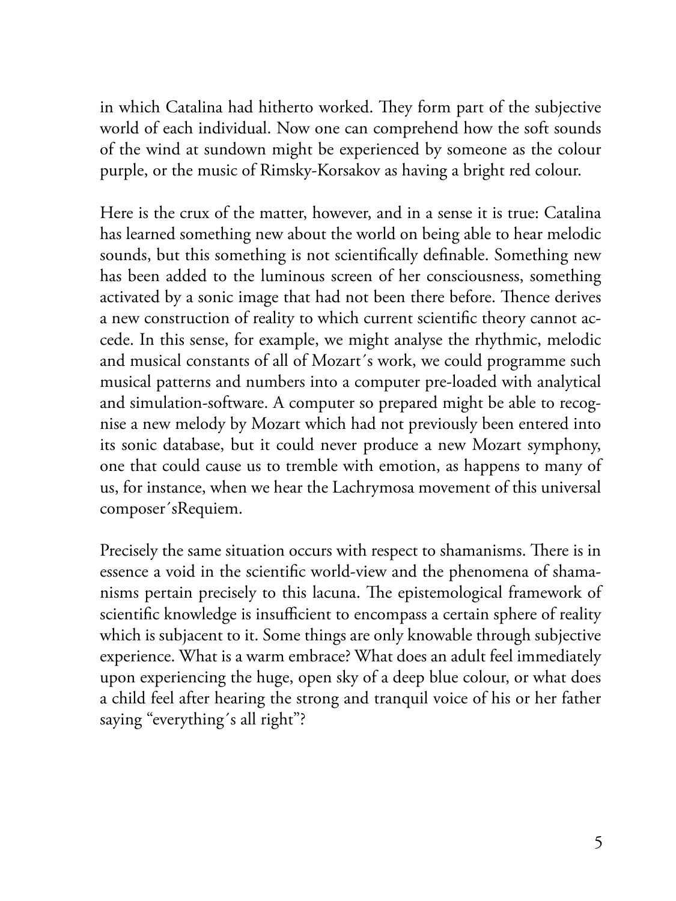in which Catalina had hitherto worked. They form part of the subjective world of each individual. Now one can comprehend how the soft sounds of the wind at sundown might be experienced by someone as the colour purple, or the music of Rimsky-Korsakov as having a bright red colour.

Here is the crux of the matter, however, and in a sense it is true: Catalina has learned something new about the world on being able to hear melodic sounds, but this something is not scientifically definable. Something new has been added to the luminous screen of her consciousness, something activated by a sonic image that had not been there before. Thence derives a new construction of reality to which current scientific theory cannot accede. In this sense, for example, we might analyse the rhythmic, melodic and musical constants of all of Mozart´s work, we could programme such musical patterns and numbers into a computer pre-loaded with analytical and simulation-software. A computer so prepared might be able to recognise a new melody by Mozart which had not previously been entered into its sonic database, but it could never produce a new Mozart symphony, one that could cause us to tremble with emotion, as happens to many of us, for instance, when we hear the Lachrymosa movement of this universal composer´sRequiem.

Precisely the same situation occurs with respect to shamanisms. There is in essence a void in the scientific world-view and the phenomena of shamanisms pertain precisely to this lacuna. The epistemological framework of scientific knowledge is insufficient to encompass a certain sphere of reality which is subjacent to it. Some things are only knowable through subjective experience. What is a warm embrace? What does an adult feel immediately upon experiencing the huge, open sky of a deep blue colour, or what does a child feel after hearing the strong and tranquil voice of his or her father saying "everything´s all right"?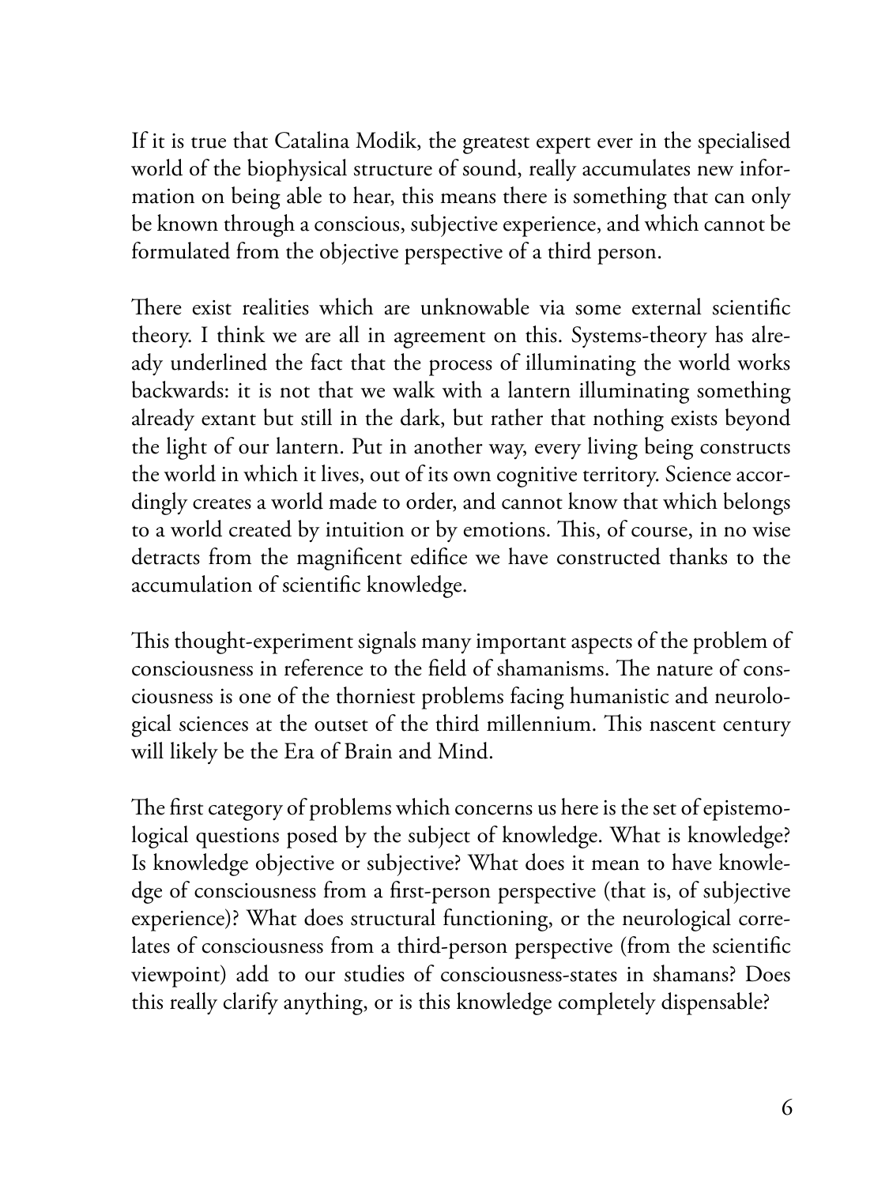If it is true that Catalina Modik, the greatest expert ever in the specialised world of the biophysical structure of sound, really accumulates new information on being able to hear, this means there is something that can only be known through a conscious, subjective experience, and which cannot be formulated from the objective perspective of a third person.

There exist realities which are unknowable via some external scientific theory. I think we are all in agreement on this. Systems-theory has already underlined the fact that the process of illuminating the world works backwards: it is not that we walk with a lantern illuminating something already extant but still in the dark, but rather that nothing exists beyond the light of our lantern. Put in another way, every living being constructs the world in which it lives, out of its own cognitive territory. Science accordingly creates a world made to order, and cannot know that which belongs to a world created by intuition or by emotions. This, of course, in no wise detracts from the magnificent edifice we have constructed thanks to the accumulation of scientific knowledge.

This thought-experiment signals many important aspects of the problem of consciousness in reference to the field of shamanisms. The nature of consciousness is one of the thorniest problems facing humanistic and neurological sciences at the outset of the third millennium. This nascent century will likely be the Era of Brain and Mind.

The first category of problems which concerns us here is the set of epistemological questions posed by the subject of knowledge. What is knowledge? Is knowledge objective or subjective? What does it mean to have knowledge of consciousness from a first-person perspective (that is, of subjective experience)? What does structural functioning, or the neurological correlates of consciousness from a third-person perspective (from the scientific viewpoint) add to our studies of consciousness-states in shamans? Does this really clarify anything, or is this knowledge completely dispensable?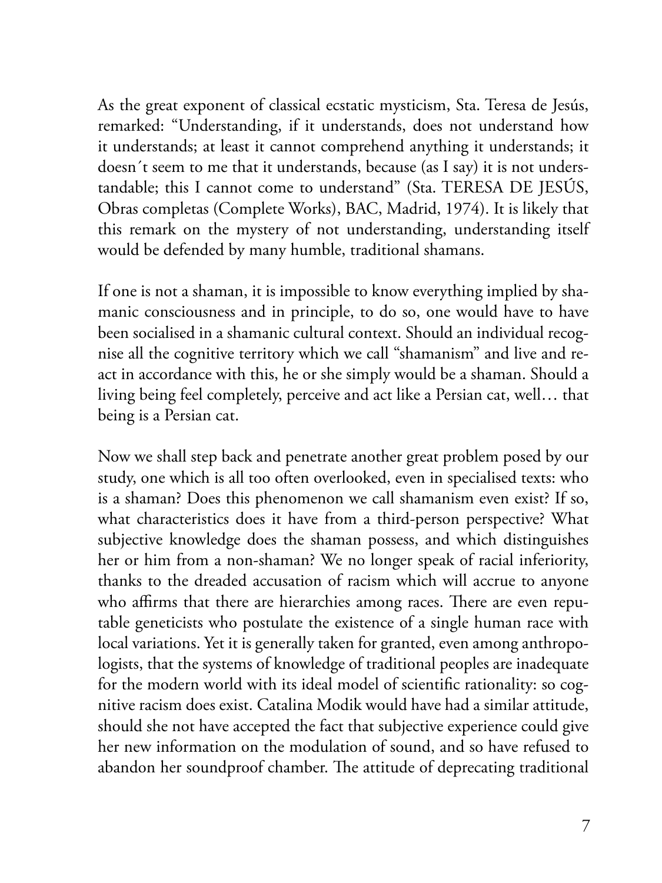As the great exponent of classical ecstatic mysticism, Sta. Teresa de Jesús, remarked: “Understanding, if it understands, does not understand how it understands; at least it cannot comprehend anything it understands; it doesn´t seem to me that it understands, because (as I say) it is not understandable; this I cannot come to understand” (Sta. TERESA DE JESÚS, Obras completas (Complete Works), BAC, Madrid, 1974). It is likely that this remark on the mystery of not understanding, understanding itself would be defended by many humble, traditional shamans.

If one is not a shaman, it is impossible to know everything implied by shamanic consciousness and in principle, to do so, one would have to have been socialised in a shamanic cultural context. Should an individual recognise all the cognitive territory which we call “shamanism” and live and react in accordance with this, he or she simply would be a shaman. Should a living being feel completely, perceive and act like a Persian cat, well… that being is a Persian cat.

Now we shall step back and penetrate another great problem posed by our study, one which is all too often overlooked, even in specialised texts: who is a shaman? Does this phenomenon we call shamanism even exist? If so, what characteristics does it have from a third-person perspective? What subjective knowledge does the shaman possess, and which distinguishes her or him from a non-shaman? We no longer speak of racial inferiority, thanks to the dreaded accusation of racism which will accrue to anyone who affirms that there are hierarchies among races. There are even reputable geneticists who postulate the existence of a single human race with local variations. Yet it is generally taken for granted, even among anthropologists, that the systems of knowledge of traditional peoples are inadequate for the modern world with its ideal model of scientific rationality: so cognitive racism does exist. Catalina Modik would have had a similar attitude, should she not have accepted the fact that subjective experience could give her new information on the modulation of sound, and so have refused to abandon her soundproof chamber. The attitude of deprecating traditional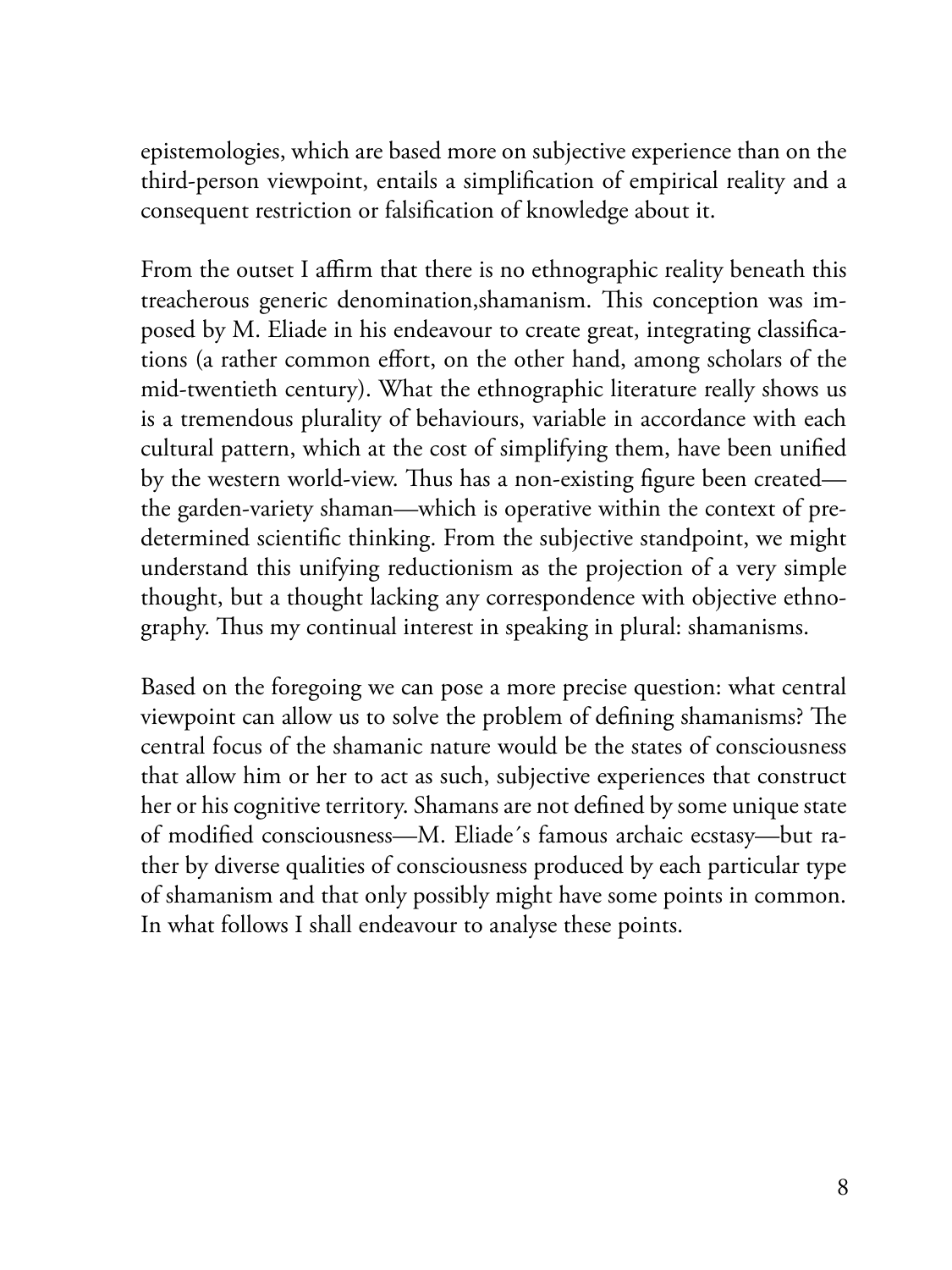epistemologies, which are based more on subjective experience than on the third-person viewpoint, entails a simplification of empirical reality and a consequent restriction or falsification of knowledge about it.

From the outset I affirm that there is no ethnographic reality beneath this treacherous generic denomination,shamanism. This conception was imposed by M. Eliade in his endeavour to create great, integrating classifications (a rather common effort, on the other hand, among scholars of the mid-twentieth century). What the ethnographic literature really shows us is a tremendous plurality of behaviours, variable in accordance with each cultural pattern, which at the cost of simplifying them, have been unified by the western world-view. Thus has a non-existing figure been created—the garden-variety shaman—which is operative within the context of predetermined scientific thinking. From the subjective standpoint, we might understand this unifying reductionism as the projection of a very simple thought, but a thought lacking any correspondence with objective ethnography. Thus my continual interest in speaking in plural: shamanisms.

Based on the foregoing we can pose a more precise question: what central viewpoint can allow us to solve the problem of defining shamanisms? The central focus of the shamanic nature would be the states of consciousness that allow him or her to act as such, subjective experiences that construct her or his cognitive territory. Shamans are not defined by some unique state of modified consciousness—M. Eliade´s famous archaic ecstasy—but rather by diverse qualities of consciousness produced by each particular type of shamanism and that only possibly might have some points in common. In what follows I shall endeavour to analyse these points.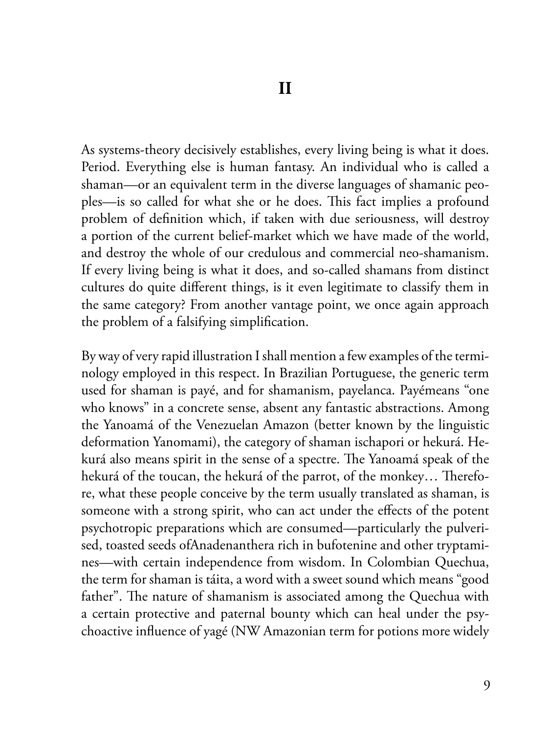## II

As systems-theory decisively establishes, every living being is what it does. Period. Everything else is human fantasy. An individual who is called a shaman—or an equivalent term in the diverse languages of shamanic peoples—is so called for what she or he does. This fact implies a profound problem of definition which, if taken with due seriousness, will destroy a portion of the current belief-market which we have made of the world, and destroy the whole of our credulous and commercial neo-shamanism. If every living being is what it does, and so-called shamans from distinct cultures do quite different things, is it even legitimate to classify them in the same category? From another vantage point, we once again approach the problem of a falsifying simplification.

By way of very rapid illustration I shall mention a few examples of the terminology employed in this respect. In Brazilian Portuguese, the generic term used for shaman is payé, and for shamanism, payelanca. Payémeans "one who knows" in a concrete sense, absent any fantastic abstractions. Among the Yanoamá of the Venezuelan Amazon (better known by the linguistic deformation Yanomami), the category of shaman ischapori or hekurá. Hekurá also means spirit in the sense of a spectre. The Yanoamá speak of the hekurá of the toucan, the hekurá of the parrot, of the monkey… Therefore, what these people conceive by the term usually translated as shaman, is someone with a strong spirit, who can act under the effects of the potent psychotropic preparations which are consumed—particularly the pulverised, toasted seeds ofAnadenanthera rich in bufotenine and other tryptamines—with certain independence from wisdom. In Colombian Quechua, the term for shaman is táita, a word with a sweet sound which means "good father". The nature of shamanism is associated among the Quechua with a certain protective and paternal bounty which can heal under the psychoactive influence of yagé (NW Amazonian term for potions more widely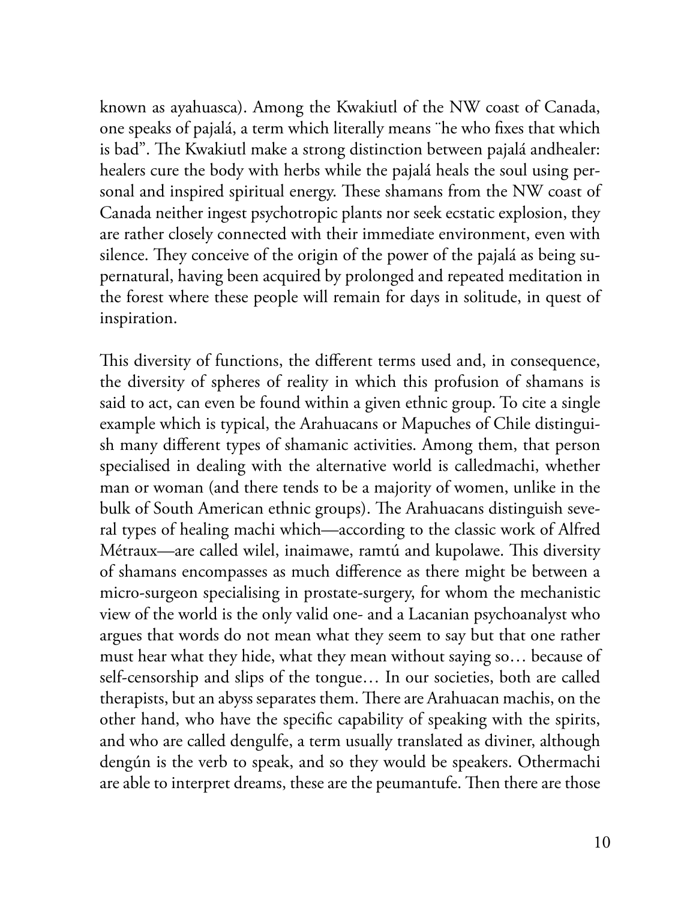known as ayahuasca). Among the Kwakiutl of the NW coast of Canada, one speaks of pajalá, a term which literally means ¨he who fixes that which is bad". The Kwakiutl make a strong distinction between pajalá andhealer: healers cure the body with herbs while the pajalá heals the soul using personal and inspired spiritual energy. These shamans from the NW coast of Canada neither ingest psychotropic plants nor seek ecstatic explosion, they are rather closely connected with their immediate environment, even with silence. They conceive of the origin of the power of the pajalá as being supernatural, having been acquired by prolonged and repeated meditation in the forest where these people will remain for days in solitude, in quest of inspiration.

This diversity of functions, the different terms used and, in consequence, the diversity of spheres of reality in which this profusion of shamans is said to act, can even be found within a given ethnic group. To cite a single example which is typical, the Arahuacans or Mapuches of Chile distinguish many different types of shamanic activities. Among them, that person specialised in dealing with the alternative world is calledmachi, whether man or woman (and there tends to be a majority of women, unlike in the bulk of South American ethnic groups). The Arahuacans distinguish several types of healing machi which—according to the classic work of Alfred Métraux—are called wilel, inaimawe, ramtú and kupolawe. This diversity of shamans encompasses as much difference as there might be between a micro-surgeon specialising in prostate-surgery, for whom the mechanistic view of the world is the only valid one- and a Lacanian psychoanalyst who argues that words do not mean what they seem to say but that one rather must hear what they hide, what they mean without saying so… because of self-censorship and slips of the tongue… In our societies, both are called therapists, but an abyss separates them. There are Arahuacan machis, on the other hand, who have the specific capability of speaking with the spirits, and who are called dengulfe, a term usually translated as diviner, although dengún is the verb to speak, and so they would be speakers. Othermachi are able to interpret dreams, these are the peumantufe. Then there are those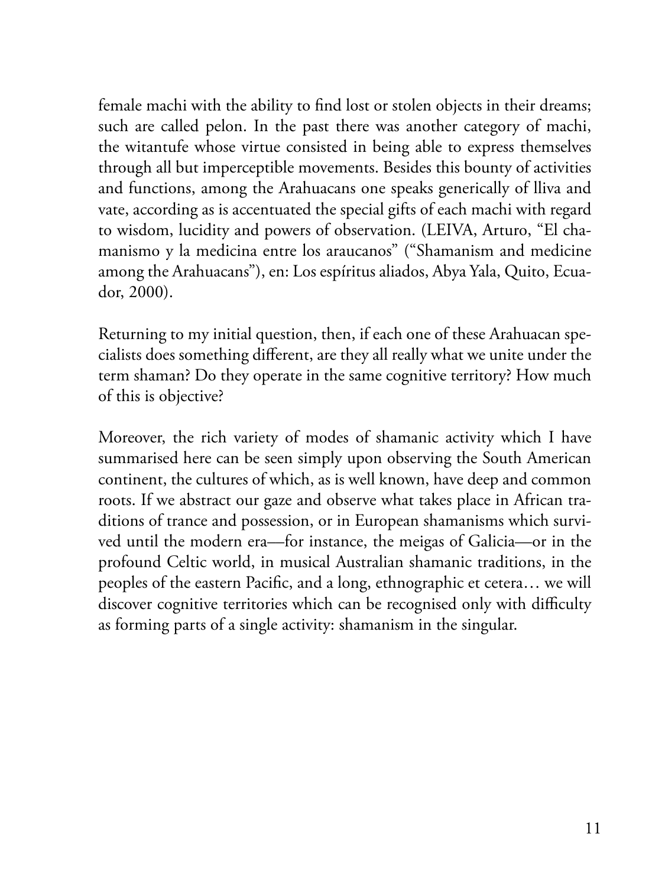female machi with the ability to find lost or stolen objects in their dreams; such are called pelon. In the past there was another category of machi, the witantufe whose virtue consisted in being able to express themselves through all but imperceptible movements. Besides this bounty of activities and functions, among the Arahuacans one speaks generically of lliva and vate, according as is accentuated the special gifts of each machi with regard to wisdom, lucidity and powers of observation. (LEIVA, Arturo, "El chamanismo y la medicina entre los araucanos" ("Shamanism and medicine among the Arahuacans"), en: Los espíritus aliados, Abya Yala, Quito, Ecuador, 2000).

Returning to my initial question, then, if each one of these Arahuacan specialists does something different, are they all really what we unite under the term shaman? Do they operate in the same cognitive territory? How much of this is objective?

Moreover, the rich variety of modes of shamanic activity which I have summarised here can be seen simply upon observing the South American continent, the cultures of which, as is well known, have deep and common roots. If we abstract our gaze and observe what takes place in African traditions of trance and possession, or in European shamanisms which survived until the modern era—for instance, the meigas of Galicia—or in the profound Celtic world, in musical Australian shamanic traditions, in the peoples of the eastern Pacific, and a long, ethnographic et cetera… we will discover cognitive territories which can be recognised only with difficulty as forming parts of a single activity: shamanism in the singular.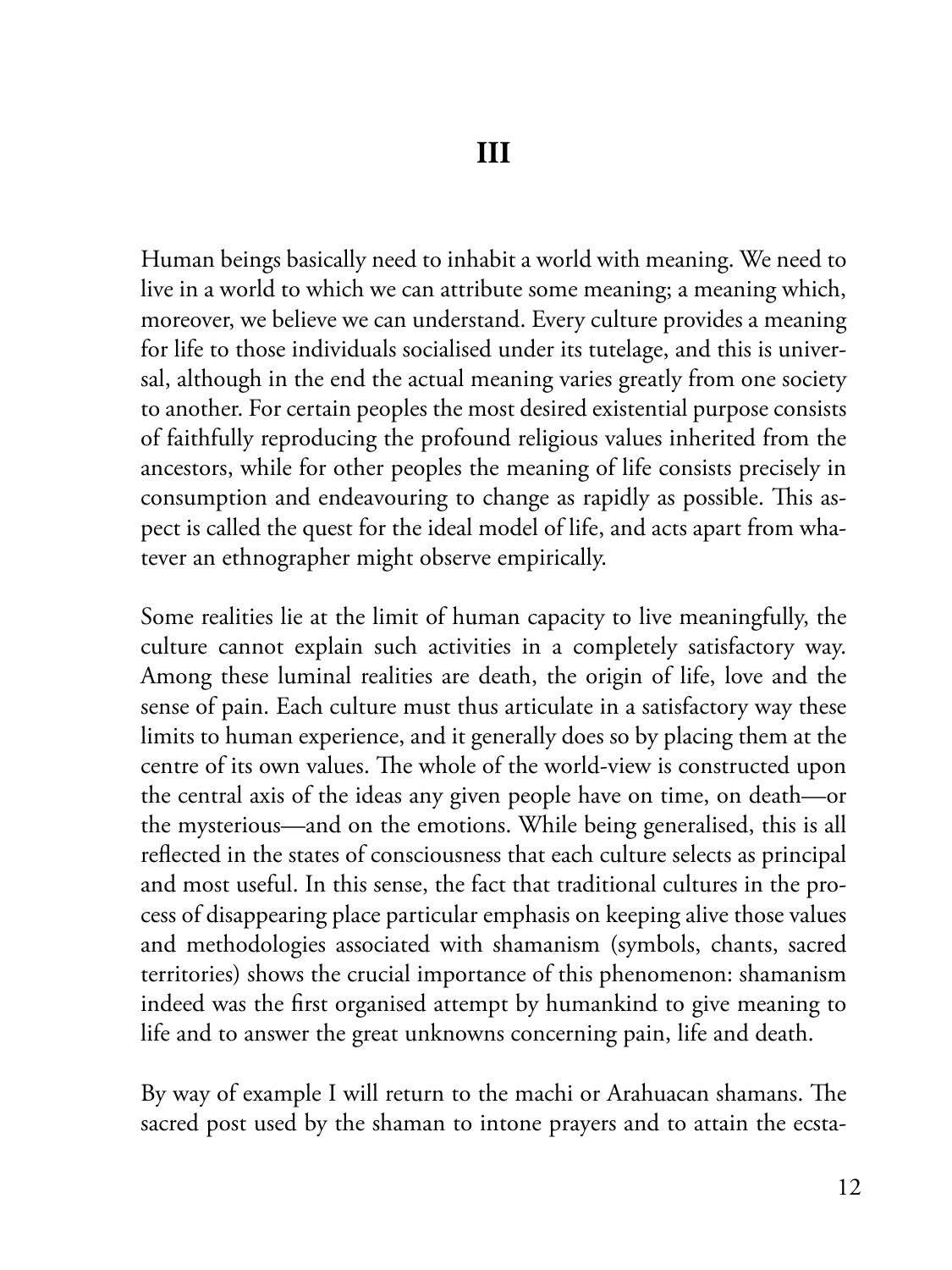## III

Human beings basically need to inhabit a world with meaning. We need to live in a world to which we can attribute some meaning; a meaning which, moreover, we believe we can understand. Every culture provides a meaning for life to those individuals socialised under its tutelage, and this is universal, although in the end the actual meaning varies greatly from one society to another. For certain peoples the most desired existential purpose consists of faithfully reproducing the profound religious values inherited from the ancestors, while for other peoples the meaning of life consists precisely in consumption and endeavouring to change as rapidly as possible. This aspect is called the quest for the ideal model of life, and acts apart from whatever an ethnographer might observe empirically.

Some realities lie at the limit of human capacity to live meaningfully, the culture cannot explain such activities in a completely satisfactory way. Among these luminal realities are death, the origin of life, love and the sense of pain. Each culture must thus articulate in a satisfactory way these limits to human experience, and it generally does so by placing them at the centre of its own values. The whole of the world-view is constructed upon the central axis of the ideas any given people have on time, on death—or the mysterious—and on the emotions. While being generalised, this is all reflected in the states of consciousness that each culture selects as principal and most useful. In this sense, the fact that traditional cultures in the process of disappearing place particular emphasis on keeping alive those values and methodologies associated with shamanism (symbols, chants, sacred territories) shows the crucial importance of this phenomenon: shamanism indeed was the first organised attempt by humankind to give meaning to life and to answer the great unknowns concerning pain, life and death.

By way of example I will return to the machi or Arahuacan shamans. The sacred post used by the shaman to intone prayers and to attain the ecsta-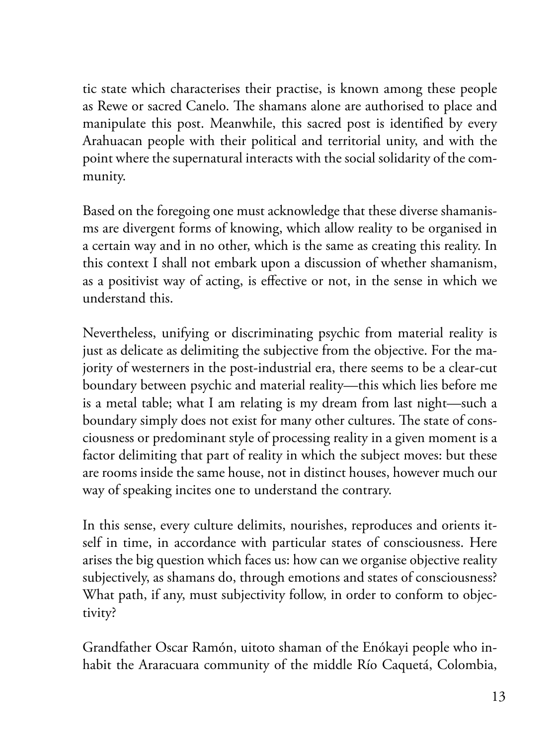tic state which characterises their practise, is known among these people as Rewe or sacred Canelo. The shamans alone are authorised to place and manipulate this post. Meanwhile, this sacred post is identified by every Arahuacan people with their political and territorial unity, and with the point where the supernatural interacts with the social solidarity of the community.

Based on the foregoing one must acknowledge that these diverse shamanisms are divergent forms of knowing, which allow reality to be organised in a certain way and in no other, which is the same as creating this reality. In this context I shall not embark upon a discussion of whether shamanism, as a positivist way of acting, is effective or not, in the sense in which we understand this.

Nevertheless, unifying or discriminating psychic from material reality is just as delicate as delimiting the subjective from the objective. For the majority of westerners in the post-industrial era, there seems to be a clear-cut boundary between psychic and material reality—this which lies before me is a metal table; what I am relating is my dream from last night—such a boundary simply does not exist for many other cultures. The state of consciousness or predominant style of processing reality in a given moment is a factor delimiting that part of reality in which the subject moves: but these are rooms inside the same house, not in distinct houses, however much our way of speaking incites one to understand the contrary.

In this sense, every culture delimits, nourishes, reproduces and orients itself in time, in accordance with particular states of consciousness. Here arises the big question which faces us: how can we organise objective reality subjectively, as shamans do, through emotions and states of consciousness? What path, if any, must subjectivity follow, in order to conform to objectivity?

Grandfather Oscar Ramón, uitoto shaman of the Enókayi people who inhabit the Araracuara community of the middle Río Caquetá, Colombia,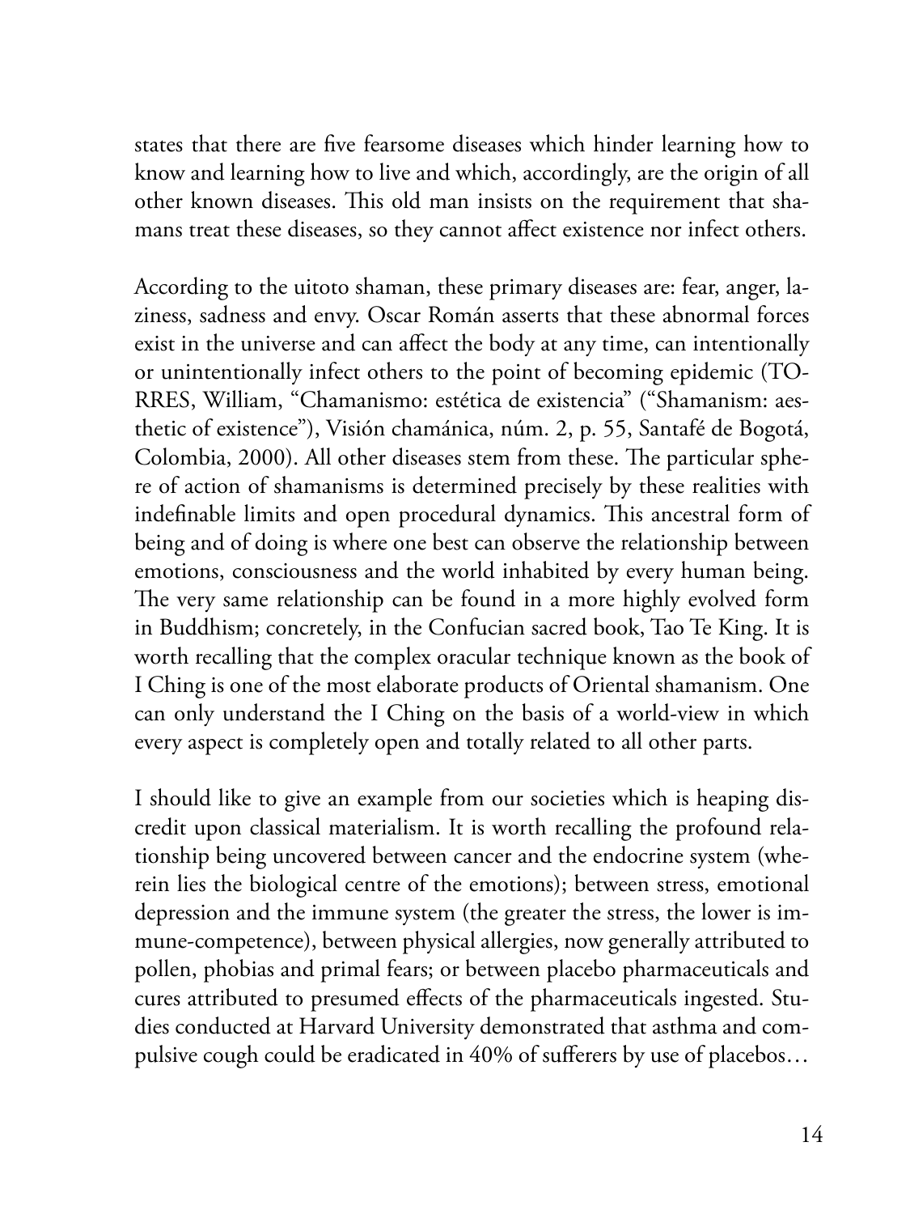states that there are five fearsome diseases which hinder learning how to know and learning how to live and which, accordingly, are the origin of all other known diseases. This old man insists on the requirement that shamans treat these diseases, so they cannot affect existence nor infect others.

According to the uitoto shaman, these primary diseases are: fear, anger, laziness, sadness and envy. Oscar Román asserts that these abnormal forces exist in the universe and can affect the body at any time, can intentionally or unintentionally infect others to the point of becoming epidemic (TORRES, William, "Chamanismo: estética de existencia" ("Shamanism: aesthetic of existence"), Visión chamánica, núm. 2, p. 55, Santafé de Bogotá, Colombia, 2000). All other diseases stem from these. The particular sphere of action of shamanisms is determined precisely by these realities with indefinable limits and open procedural dynamics. This ancestral form of being and of doing is where one best can observe the relationship between emotions, consciousness and the world inhabited by every human being. The very same relationship can be found in a more highly evolved form in Buddhism; concretely, in the Confucian sacred book, Tao Te King. It is worth recalling that the complex oracular technique known as the book of I Ching is one of the most elaborate products of Oriental shamanism. One can only understand the I Ching on the basis of a world-view in which every aspect is completely open and totally related to all other parts.

I should like to give an example from our societies which is heaping discredit upon classical materialism. It is worth recalling the profound relationship being uncovered between cancer and the endocrine system (wherein lies the biological centre of the emotions); between stress, emotional depression and the immune system (the greater the stress, the lower is immune-competence), between physical allergies, now generally attributed to pollen, phobias and primal fears; or between placebo pharmaceuticals and cures attributed to presumed effects of the pharmaceuticals ingested. Studies conducted at Harvard University demonstrated that asthma and compulsive cough could be eradicated in 40% of sufferers by use of placebos…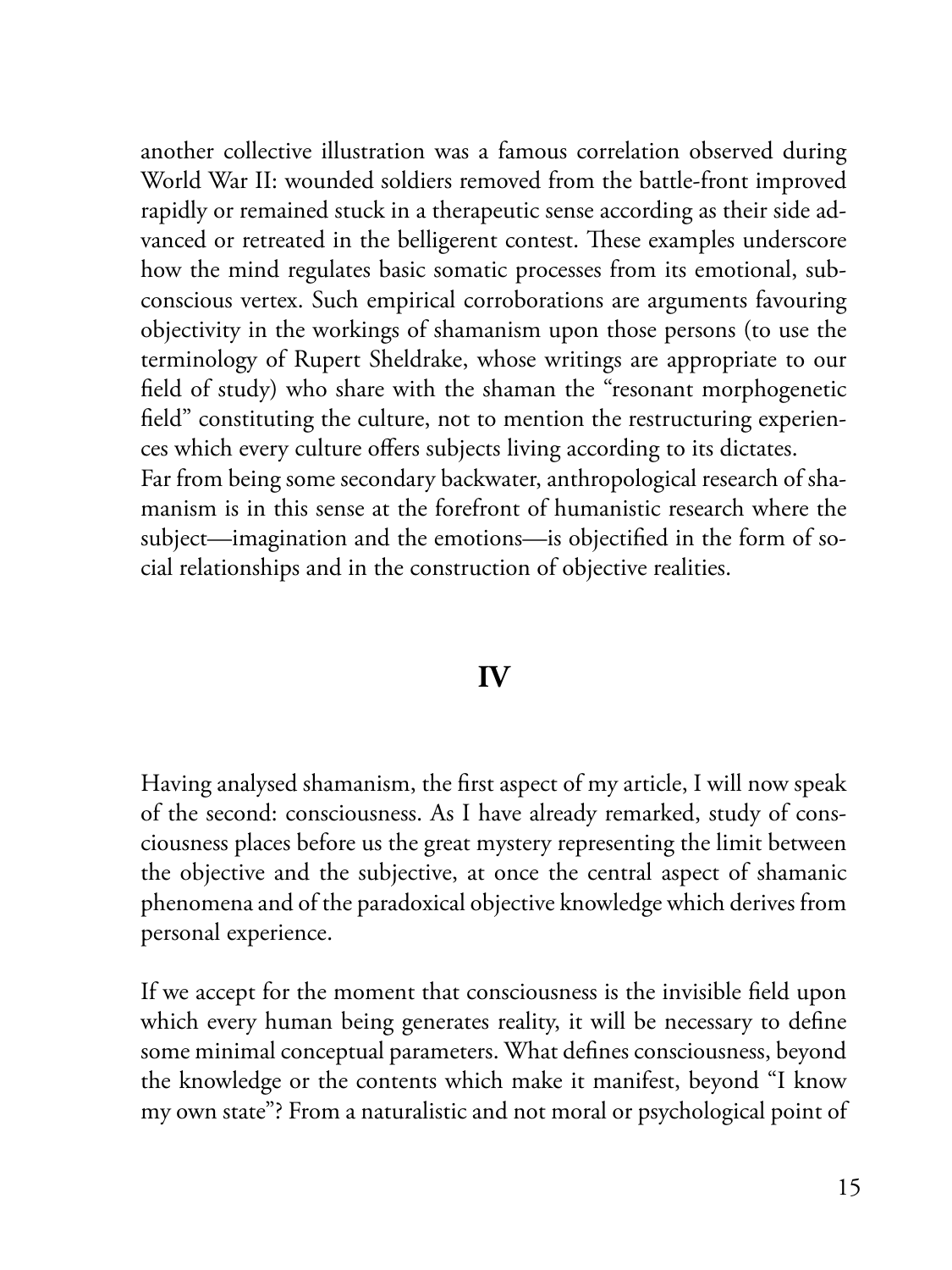another collective illustration was a famous correlation observed during World War II: wounded soldiers removed from the battle-front improved rapidly or remained stuck in a therapeutic sense according as their side advanced or retreated in the belligerent contest. These examples underscore how the mind regulates basic somatic processes from its emotional, subconscious vertex. Such empirical corroborations are arguments favouring objectivity in the workings of shamanism upon those persons (to use the terminology of Rupert Sheldrake, whose writings are appropriate to our field of study) who share with the shaman the "resonant morphogenetic field" constituting the culture, not to mention the restructuring experiences which every culture offers subjects living according to its dictates.
Far from being some secondary backwater, anthropological research of shamanism is in this sense at the forefront of humanistic research where the subject—imagination and the emotions—is objectified in the form of social relationships and in the construction of objective realities.

## IV

Having analysed shamanism, the first aspect of my article, I will now speak of the second: consciousness. As I have already remarked, study of consciousness places before us the great mystery representing the limit between the objective and the subjective, at once the central aspect of shamanic phenomena and of the paradoxical objective knowledge which derives from personal experience.

If we accept for the moment that consciousness is the invisible field upon which every human being generates reality, it will be necessary to define some minimal conceptual parameters. What defines consciousness, beyond the knowledge or the contents which make it manifest, beyond "I know my own state"? From a naturalistic and not moral or psychological point of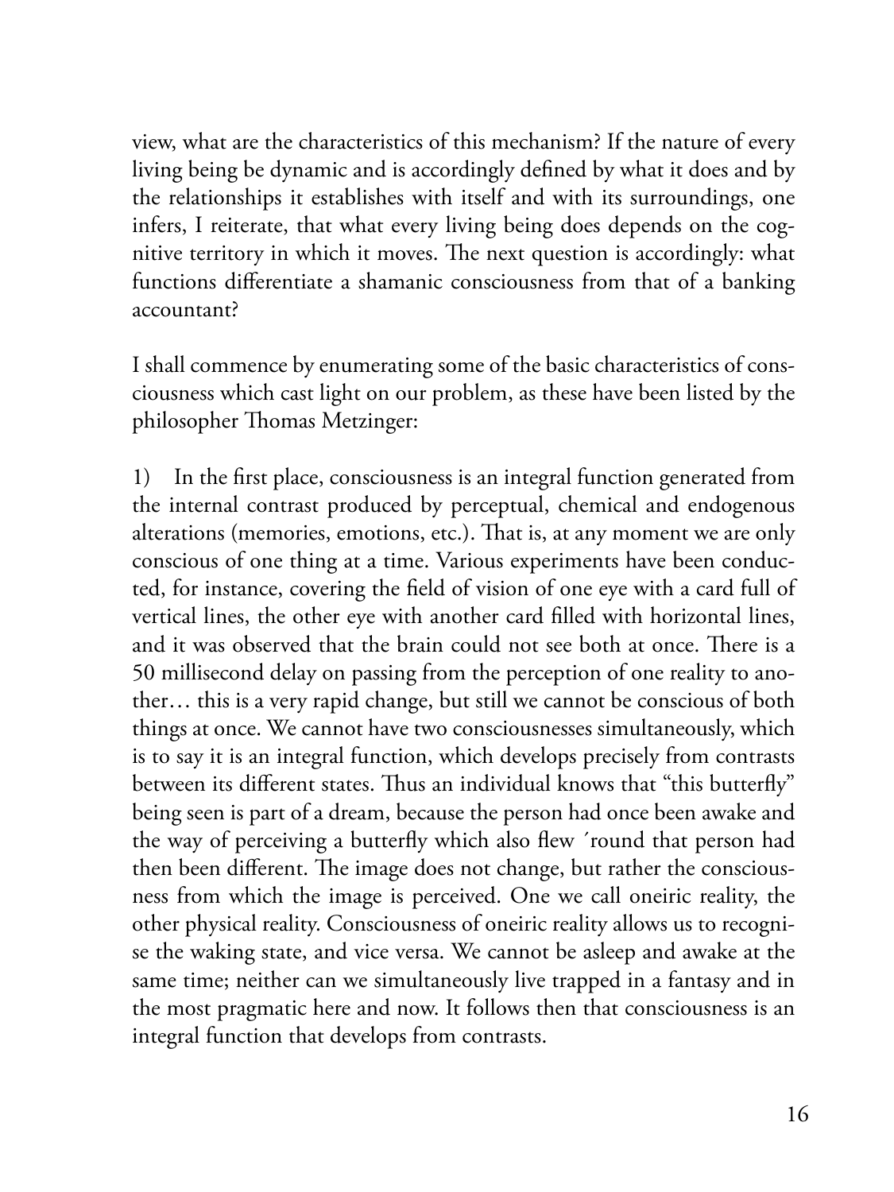view, what are the characteristics of this mechanism? If the nature of every living being be dynamic and is accordingly defined by what it does and by the relationships it establishes with itself and with its surroundings, one infers, I reiterate, that what every living being does depends on the cognitive territory in which it moves. The next question is accordingly: what functions differentiate a shamanic consciousness from that of a banking accountant?

I shall commence by enumerating some of the basic characteristics of consciousness which cast light on our problem, as these have been listed by the philosopher Thomas Metzinger:

1) In the first place, consciousness is an integral function generated from the internal contrast produced by perceptual, chemical and endogenous alterations (memories, emotions, etc.). That is, at any moment we are only conscious of one thing at a time. Various experiments have been conducted, for instance, covering the field of vision of one eye with a card full of vertical lines, the other eye with another card filled with horizontal lines, and it was observed that the brain could not see both at once. There is a 50 millisecond delay on passing from the perception of one reality to another… this is a very rapid change, but still we cannot be conscious of both things at once. We cannot have two consciousnesses simultaneously, which is to say it is an integral function, which develops precisely from contrasts between its different states. Thus an individual knows that "this butterfly" being seen is part of a dream, because the person had once been awake and the way of perceiving a butterfly which also flew ´round that person had then been different. The image does not change, but rather the consciousness from which the image is perceived. One we call oneiric reality, the other physical reality. Consciousness of oneiric reality allows us to recognise the waking state, and vice versa. We cannot be asleep and awake at the same time; neither can we simultaneously live trapped in a fantasy and in the most pragmatic here and now. It follows then that consciousness is an integral function that develops from contrasts.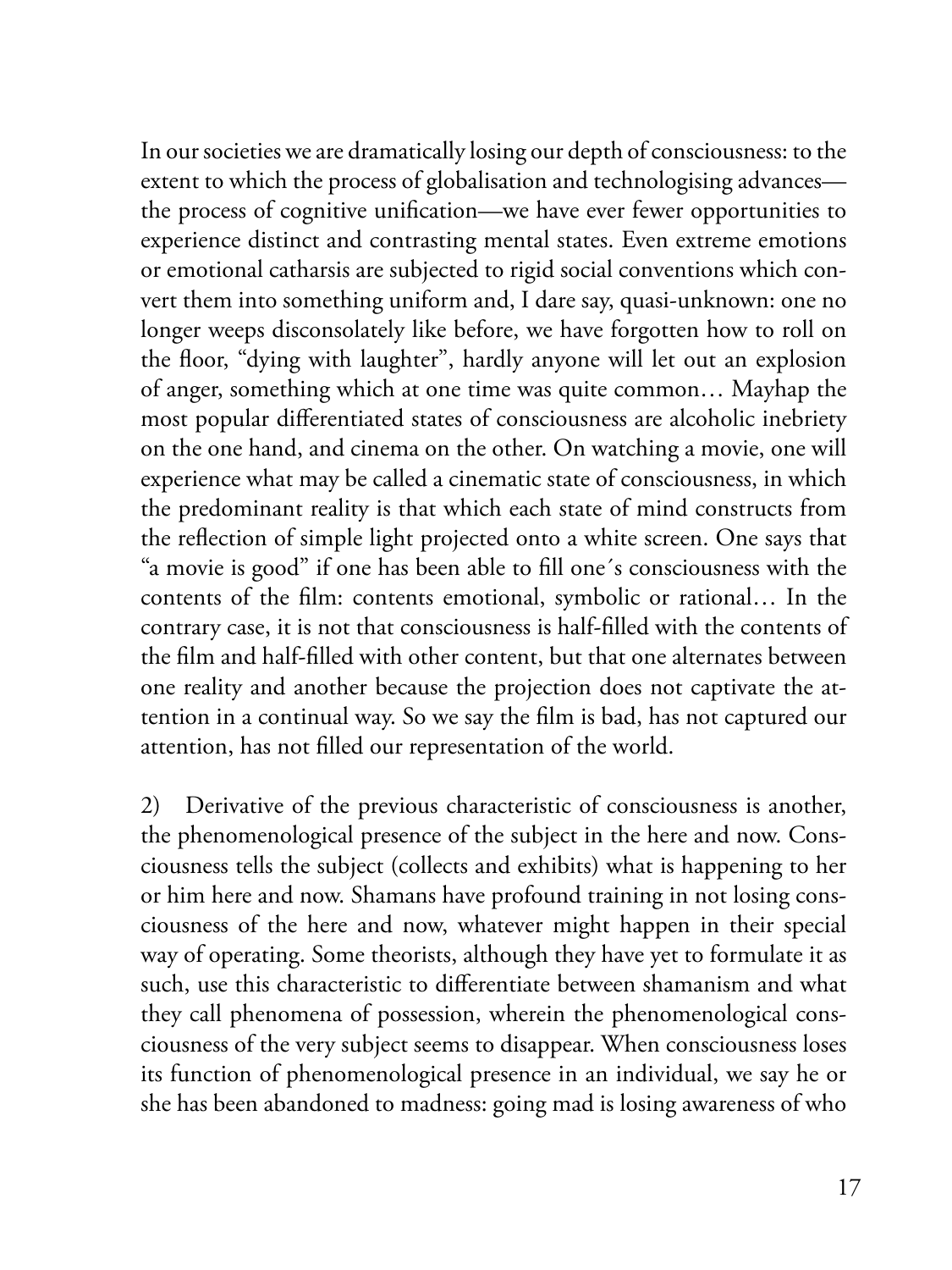In our societies we are dramatically losing our depth of consciousness: to the extent to which the process of globalisation and technologising advances—the process of cognitive unification—we have ever fewer opportunities to experience distinct and contrasting mental states. Even extreme emotions or emotional catharsis are subjected to rigid social conventions which convert them into something uniform and, I dare say, quasi-unknown: one no longer weeps disconsolately like before, we have forgotten how to roll on the floor, "dying with laughter", hardly anyone will let out an explosion of anger, something which at one time was quite common… Mayhap the most popular differentiated states of consciousness are alcoholic inebriety on the one hand, and cinema on the other. On watching a movie, one will experience what may be called a cinematic state of consciousness, in which the predominant reality is that which each state of mind constructs from the reflection of simple light projected onto a white screen. One says that "a movie is good" if one has been able to fill one´s consciousness with the contents of the film: contents emotional, symbolic or rational… In the contrary case, it is not that consciousness is half-filled with the contents of the film and half-filled with other content, but that one alternates between one reality and another because the projection does not captivate the attention in a continual way. So we say the film is bad, has not captured our attention, has not filled our representation of the world.

2) Derivative of the previous characteristic of consciousness is another, the phenomenological presence of the subject in the here and now. Consciousness tells the subject (collects and exhibits) what is happening to her or him here and now. Shamans have profound training in not losing consciousness of the here and now, whatever might happen in their special way of operating. Some theorists, although they have yet to formulate it as such, use this characteristic to differentiate between shamanism and what they call phenomena of possession, wherein the phenomenological consciousness of the very subject seems to disappear. When consciousness loses its function of phenomenological presence in an individual, we say he or she has been abandoned to madness: going mad is losing awareness of who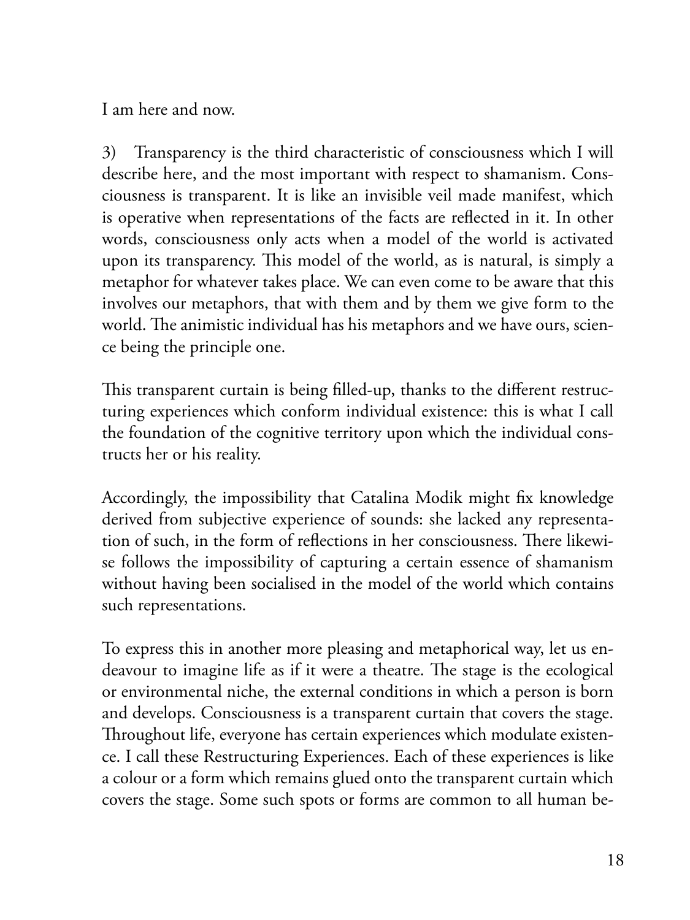I am here and now.

3) Transparency is the third characteristic of consciousness which I will describe here, and the most important with respect to shamanism. Consciousness is transparent. It is like an invisible veil made manifest, which is operative when representations of the facts are reflected in it. In other words, consciousness only acts when a model of the world is activated upon its transparency. This model of the world, as is natural, is simply a metaphor for whatever takes place. We can even come to be aware that this involves our metaphors, that with them and by them we give form to the world. The animistic individual has his metaphors and we have ours, science being the principle one.

This transparent curtain is being filled-up, thanks to the different restructuring experiences which conform individual existence: this is what I call the foundation of the cognitive territory upon which the individual constructs her or his reality.

Accordingly, the impossibility that Catalina Modik might fix knowledge derived from subjective experience of sounds: she lacked any representation of such, in the form of reflections in her consciousness. There likewise follows the impossibility of capturing a certain essence of shamanism without having been socialised in the model of the world which contains such representations.

To express this in another more pleasing and metaphorical way, let us endeavour to imagine life as if it were a theatre. The stage is the ecological or environmental niche, the external conditions in which a person is born and develops. Consciousness is a transparent curtain that covers the stage. Throughout life, everyone has certain experiences which modulate existence. I call these Restructuring Experiences. Each of these experiences is like a colour or a form which remains glued onto the transparent curtain which covers the stage. Some such spots or forms are common to all human be-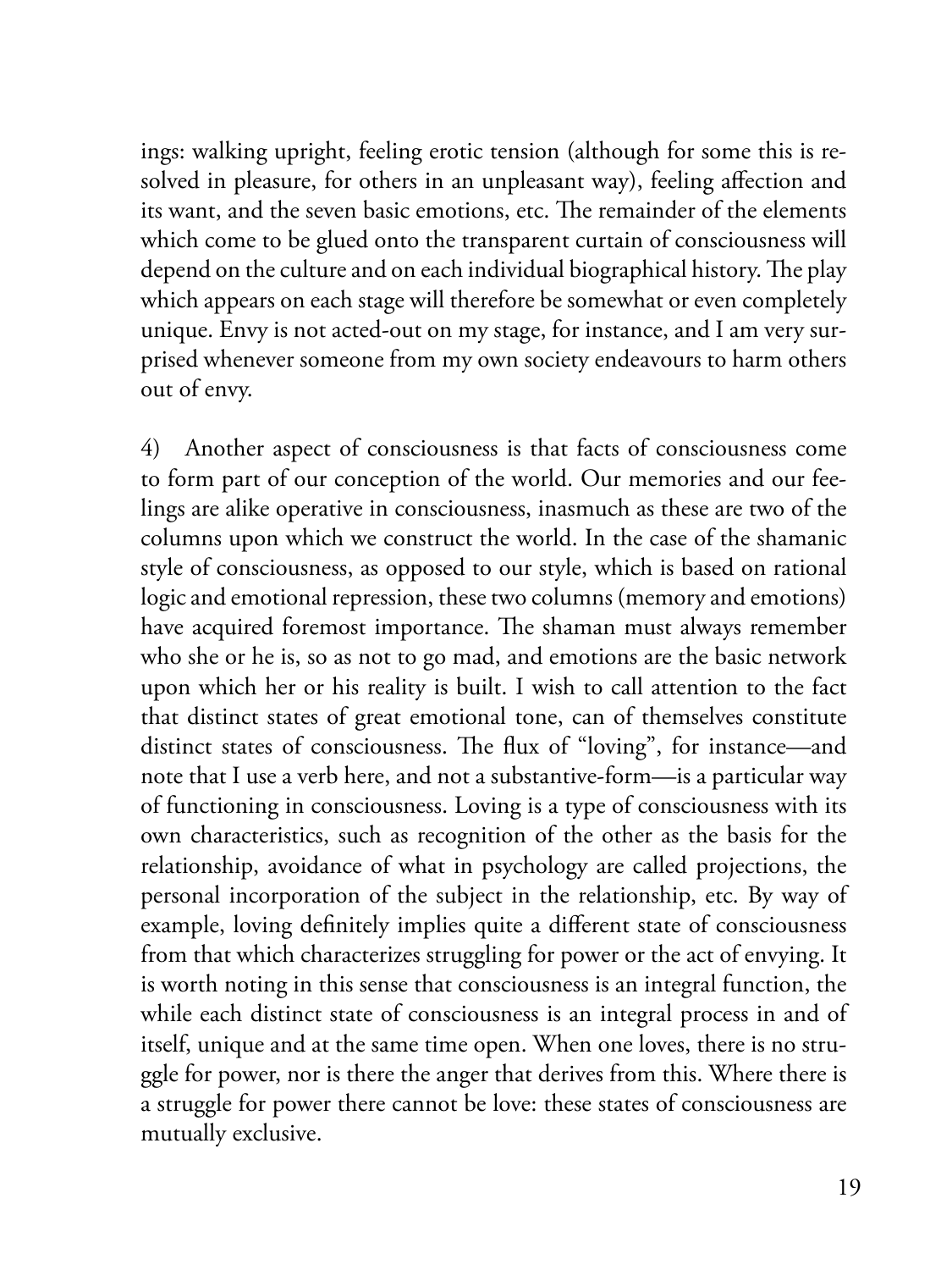ings: walking upright, feeling erotic tension (although for some this is resolved in pleasure, for others in an unpleasant way), feeling affection and its want, and the seven basic emotions, etc. The remainder of the elements which come to be glued onto the transparent curtain of consciousness will depend on the culture and on each individual biographical history. The play which appears on each stage will therefore be somewhat or even completely unique. Envy is not acted-out on my stage, for instance, and I am very surprised whenever someone from my own society endeavours to harm others out of envy.

4) Another aspect of consciousness is that facts of consciousness come to form part of our conception of the world. Our memories and our feelings are alike operative in consciousness, inasmuch as these are two of the columns upon which we construct the world. In the case of the shamanic style of consciousness, as opposed to our style, which is based on rational logic and emotional repression, these two columns (memory and emotions) have acquired foremost importance. The shaman must always remember who she or he is, so as not to go mad, and emotions are the basic network upon which her or his reality is built. I wish to call attention to the fact that distinct states of great emotional tone, can of themselves constitute distinct states of consciousness. The flux of "loving", for instance—and note that I use a verb here, and not a substantive-form—is a particular way of functioning in consciousness. Loving is a type of consciousness with its own characteristics, such as recognition of the other as the basis for the relationship, avoidance of what in psychology are called projections, the personal incorporation of the subject in the relationship, etc. By way of example, loving definitely implies quite a different state of consciousness from that which characterizes struggling for power or the act of envying. It is worth noting in this sense that consciousness is an integral function, the while each distinct state of consciousness is an integral process in and of itself, unique and at the same time open. When one loves, there is no struggle for power, nor is there the anger that derives from this. Where there is a struggle for power there cannot be love: these states of consciousness are mutually exclusive.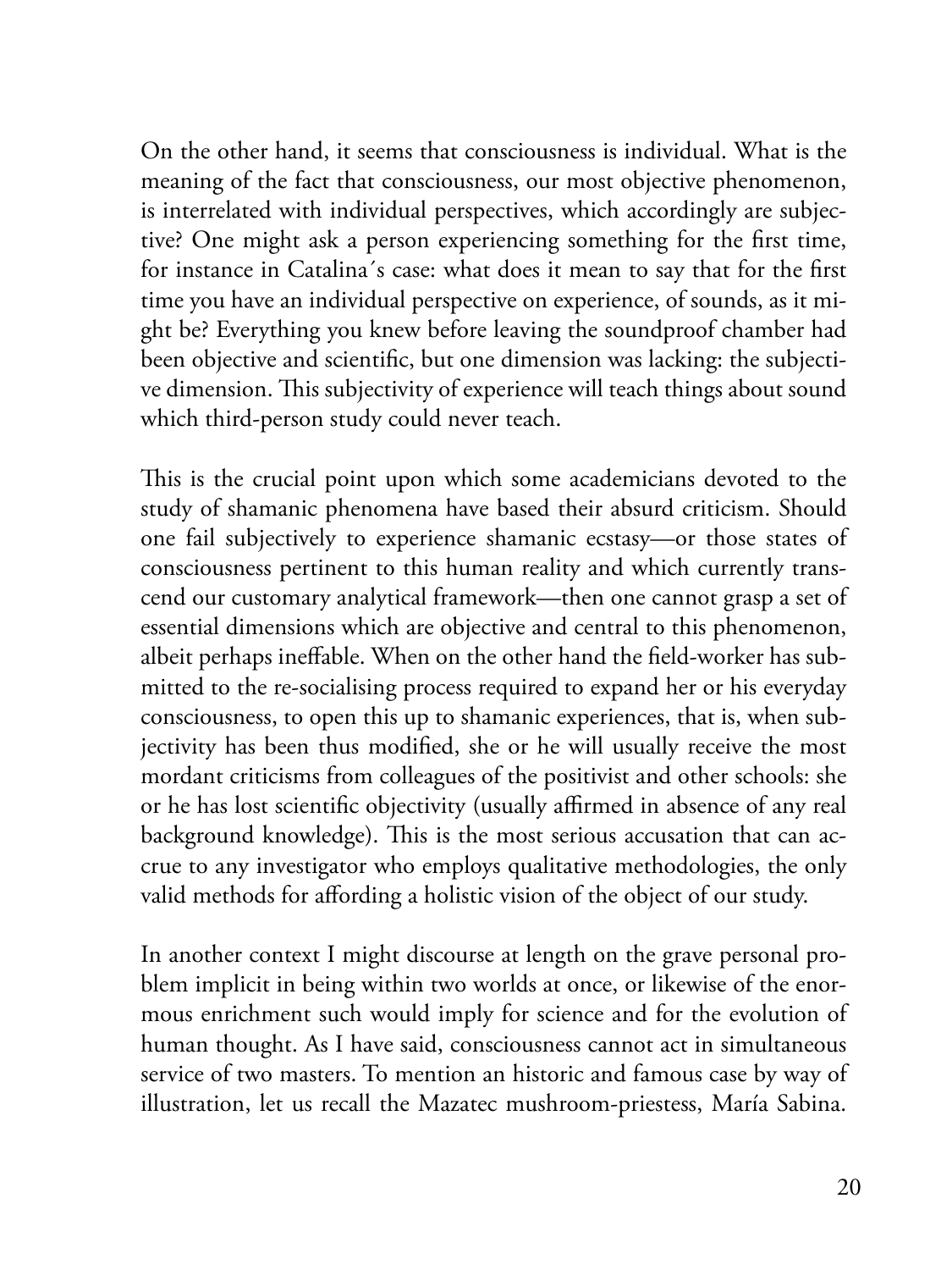On the other hand, it seems that consciousness is individual. What is the meaning of the fact that consciousness, our most objective phenomenon, is interrelated with individual perspectives, which accordingly are subjective? One might ask a person experiencing something for the first time, for instance in Catalina´s case: what does it mean to say that for the first time you have an individual perspective on experience, of sounds, as it might be? Everything you knew before leaving the soundproof chamber had been objective and scientific, but one dimension was lacking: the subjective dimension. This subjectivity of experience will teach things about sound which third-person study could never teach.

This is the crucial point upon which some academicians devoted to the study of shamanic phenomena have based their absurd criticism. Should one fail subjectively to experience shamanic ecstasy—or those states of consciousness pertinent to this human reality and which currently transcend our customary analytical framework—then one cannot grasp a set of essential dimensions which are objective and central to this phenomenon, albeit perhaps ineffable. When on the other hand the field-worker has submitted to the re-socialising process required to expand her or his everyday consciousness, to open this up to shamanic experiences, that is, when subjectivity has been thus modified, she or he will usually receive the most mordant criticisms from colleagues of the positivist and other schools: she or he has lost scientific objectivity (usually affirmed in absence of any real background knowledge). This is the most serious accusation that can accrue to any investigator who employs qualitative methodologies, the only valid methods for affording a holistic vision of the object of our study.

In another context I might discourse at length on the grave personal problem implicit in being within two worlds at once, or likewise of the enormous enrichment such would imply for science and for the evolution of human thought. As I have said, consciousness cannot act in simultaneous service of two masters. To mention an historic and famous case by way of illustration, let us recall the Mazatec mushroom-priestess, María Sabina.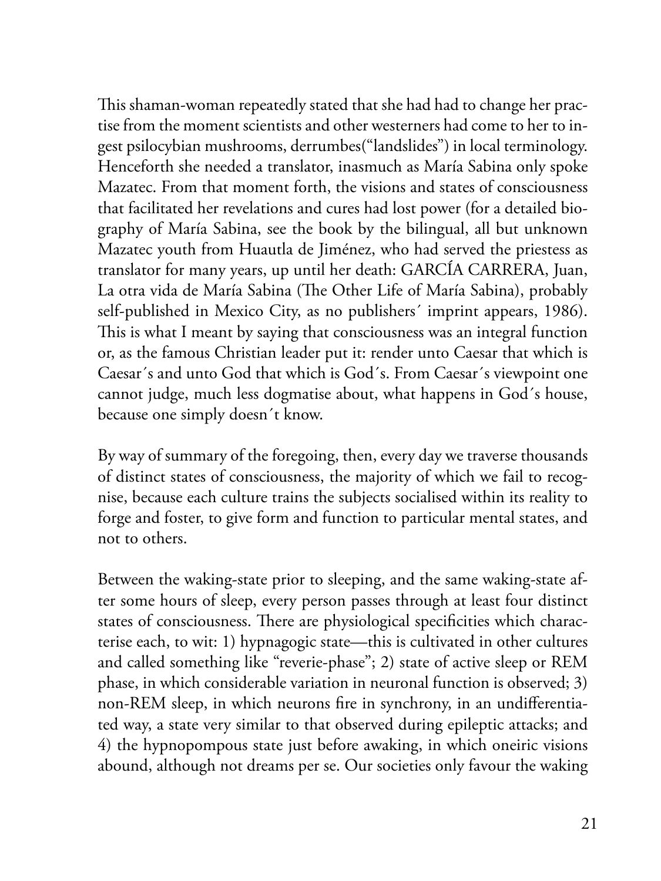This shaman-woman repeatedly stated that she had had to change her practise from the moment scientists and other westerners had come to her to ingest psilocybian mushrooms, derrumbes("landslides") in local terminology. Henceforth she needed a translator, inasmuch as María Sabina only spoke Mazatec. From that moment forth, the visions and states of consciousness that facilitated her revelations and cures had lost power (for a detailed biography of María Sabina, see the book by the bilingual, all but unknown Mazatec youth from Huautla de Jiménez, who had served the priestess as translator for many years, up until her death: GARCÍA CARRERA, Juan, La otra vida de María Sabina (The Other Life of María Sabina), probably self-published in Mexico City, as no publishers´ imprint appears, 1986). This is what I meant by saying that consciousness was an integral function or, as the famous Christian leader put it: render unto Caesar that which is Caesar´s and unto God that which is God´s. From Caesar´s viewpoint one cannot judge, much less dogmatise about, what happens in God´s house, because one simply doesn´t know.

By way of summary of the foregoing, then, every day we traverse thousands of distinct states of consciousness, the majority of which we fail to recognise, because each culture trains the subjects socialised within its reality to forge and foster, to give form and function to particular mental states, and not to others.

Between the waking-state prior to sleeping, and the same waking-state after some hours of sleep, every person passes through at least four distinct states of consciousness. There are physiological specificities which characterise each, to wit: 1) hypnagogic state—this is cultivated in other cultures and called something like "reverie-phase"; 2) state of active sleep or REM phase, in which considerable variation in neuronal function is observed; 3) non-REM sleep, in which neurons fire in synchrony, in an undifferentiated way, a state very similar to that observed during epileptic attacks; and 4) the hypnopompous state just before awaking, in which oneiric visions abound, although not dreams per se. Our societies only favour the waking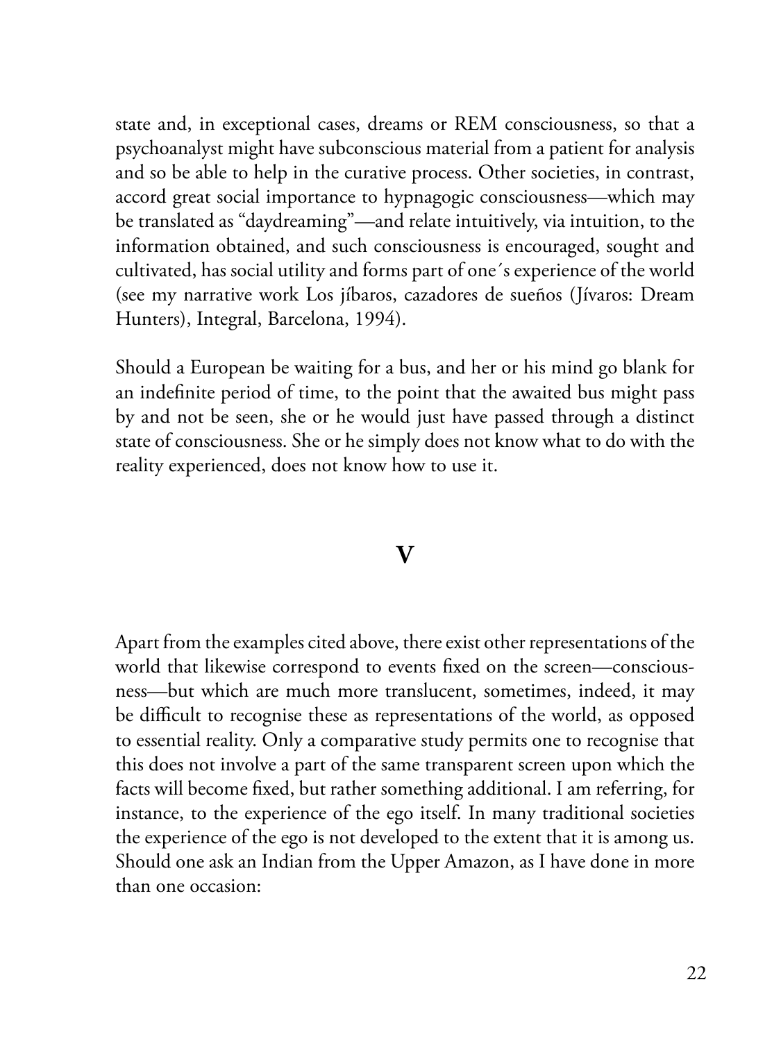state and, in exceptional cases, dreams or REM consciousness, so that a psychoanalyst might have subconscious material from a patient for analysis and so be able to help in the curative process. Other societies, in contrast, accord great social importance to hypnagogic consciousness—which may be translated as "daydreaming"—and relate intuitively, via intuition, to the information obtained, and such consciousness is encouraged, sought and cultivated, has social utility and forms part of one´s experience of the world (see my narrative work Los jíbaros, cazadores de sueños (Jívaros: Dream Hunters), Integral, Barcelona, 1994).

Should a European be waiting for a bus, and her or his mind go blank for an indefinite period of time, to the point that the awaited bus might pass by and not be seen, she or he would just have passed through a distinct state of consciousness. She or he simply does not know what to do with the reality experienced, does not know how to use it.

## V

Apart from the examples cited above, there exist other representations of the world that likewise correspond to events fixed on the screen—consciousness—but which are much more translucent, sometimes, indeed, it may be difficult to recognise these as representations of the world, as opposed to essential reality. Only a comparative study permits one to recognise that this does not involve a part of the same transparent screen upon which the facts will become fixed, but rather something additional. I am referring, for instance, to the experience of the ego itself. In many traditional societies the experience of the ego is not developed to the extent that it is among us. Should one ask an Indian from the Upper Amazon, as I have done in more than one occasion: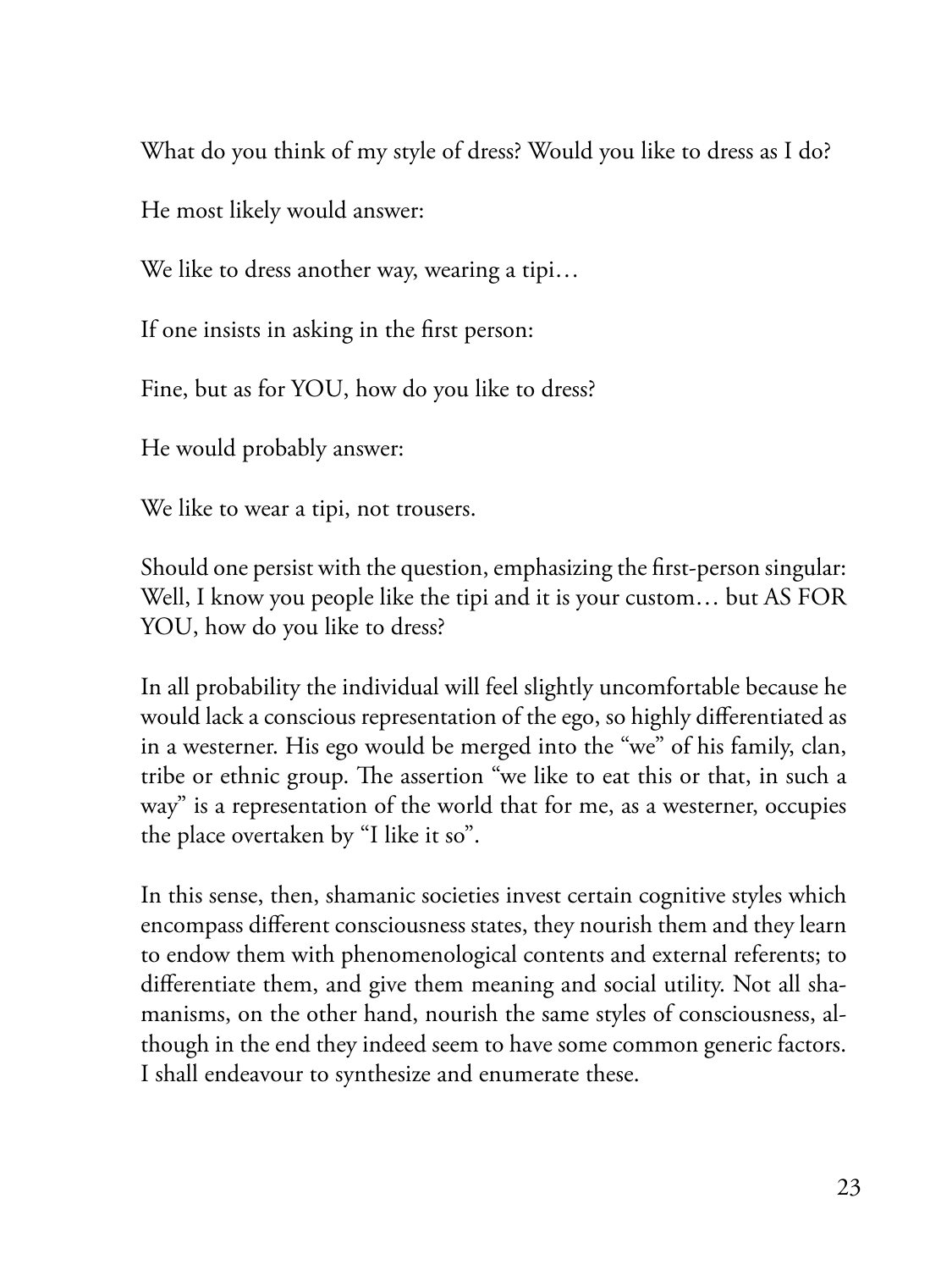What do you think of my style of dress? Would you like to dress as I do?

He most likely would answer:

We like to dress another way, wearing a tipi…

If one insists in asking in the first person:

Fine, but as for YOU, how do you like to dress?

He would probably answer:

We like to wear a tipi, not trousers.

Should one persist with the question, emphasizing the first-person singular: Well, I know you people like the tipi and it is your custom… but AS FOR YOU, how do you like to dress?

In all probability the individual will feel slightly uncomfortable because he would lack a conscious representation of the ego, so highly differentiated as in a westerner. His ego would be merged into the "we" of his family, clan, tribe or ethnic group. The assertion "we like to eat this or that, in such a way" is a representation of the world that for me, as a westerner, occupies the place overtaken by "I like it so".

In this sense, then, shamanic societies invest certain cognitive styles which encompass different consciousness states, they nourish them and they learn to endow them with phenomenological contents and external referents; to differentiate them, and give them meaning and social utility. Not all shamanisms, on the other hand, nourish the same styles of consciousness, although in the end they indeed seem to have some common generic factors. I shall endeavour to synthesize and enumerate these.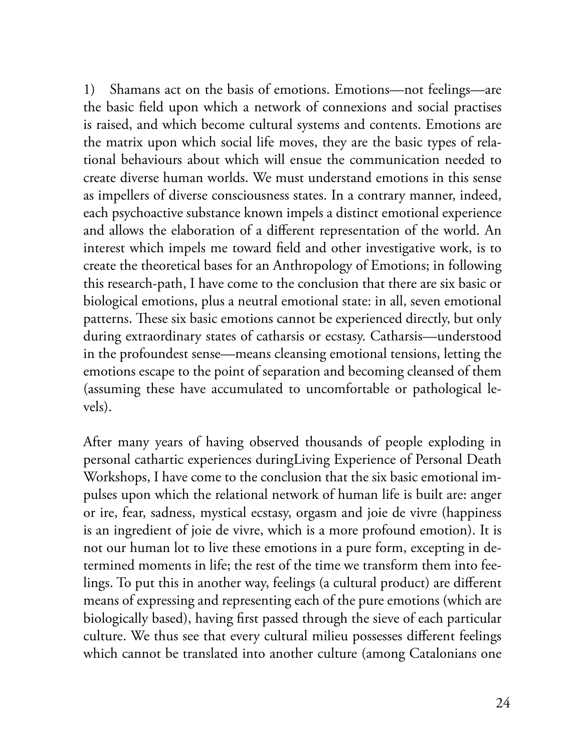1) Shamans act on the basis of emotions. Emotions—not feelings—are the basic field upon which a network of connexions and social practises is raised, and which become cultural systems and contents. Emotions are the matrix upon which social life moves, they are the basic types of relational behaviours about which will ensue the communication needed to create diverse human worlds. We must understand emotions in this sense as impellers of diverse consciousness states. In a contrary manner, indeed, each psychoactive substance known impels a distinct emotional experience and allows the elaboration of a different representation of the world. An interest which impels me toward field and other investigative work, is to create the theoretical bases for an Anthropology of Emotions; in following this research-path, I have come to the conclusion that there are six basic or biological emotions, plus a neutral emotional state: in all, seven emotional patterns. These six basic emotions cannot be experienced directly, but only during extraordinary states of catharsis or ecstasy. Catharsis—understood in the profoundest sense—means cleansing emotional tensions, letting the emotions escape to the point of separation and becoming cleansed of them (assuming these have accumulated to uncomfortable or pathological levels).

After many years of having observed thousands of people exploding in personal cathartic experiences duringLiving Experience of Personal Death Workshops, I have come to the conclusion that the six basic emotional impulses upon which the relational network of human life is built are: anger or ire, fear, sadness, mystical ecstasy, orgasm and joie de vivre (happiness is an ingredient of joie de vivre, which is a more profound emotion). It is not our human lot to live these emotions in a pure form, excepting in determined moments in life; the rest of the time we transform them into feelings. To put this in another way, feelings (a cultural product) are different means of expressing and representing each of the pure emotions (which are biologically based), having first passed through the sieve of each particular culture. We thus see that every cultural milieu possesses different feelings which cannot be translated into another culture (among Catalonians one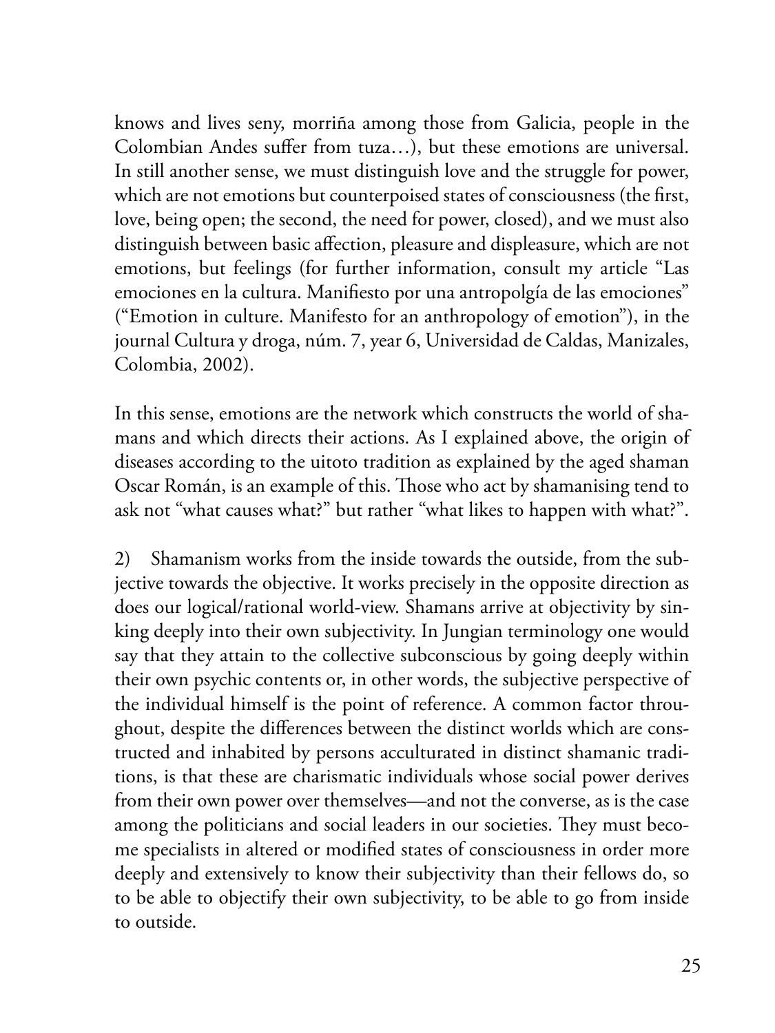knows and lives seny, morriña among those from Galicia, people in the Colombian Andes suffer from tuza…), but these emotions are universal. In still another sense, we must distinguish love and the struggle for power, which are not emotions but counterpoised states of consciousness (the first, love, being open; the second, the need for power, closed), and we must also distinguish between basic affection, pleasure and displeasure, which are not emotions, but feelings (for further information, consult my article "Las emociones en la cultura. Manifiesto por una antropolgía de las emociones" ("Emotion in culture. Manifesto for an anthropology of emotion"), in the journal Cultura y droga, núm. 7, year 6, Universidad de Caldas, Manizales, Colombia, 2002).

In this sense, emotions are the network which constructs the world of shamans and which directs their actions. As I explained above, the origin of diseases according to the uitoto tradition as explained by the aged shaman Oscar Román, is an example of this. Those who act by shamanising tend to ask not "what causes what?" but rather "what likes to happen with what?".

2) Shamanism works from the inside towards the outside, from the subjective towards the objective. It works precisely in the opposite direction as does our logical/rational world-view. Shamans arrive at objectivity by sinking deeply into their own subjectivity. In Jungian terminology one would say that they attain to the collective subconscious by going deeply within their own psychic contents or, in other words, the subjective perspective of the individual himself is the point of reference. A common factor throughout, despite the differences between the distinct worlds which are constructed and inhabited by persons acculturated in distinct shamanic traditions, is that these are charismatic individuals whose social power derives from their own power over themselves—and not the converse, as is the case among the politicians and social leaders in our societies. They must become specialists in altered or modified states of consciousness in order more deeply and extensively to know their subjectivity than their fellows do, so to be able to objectify their own subjectivity, to be able to go from inside to outside.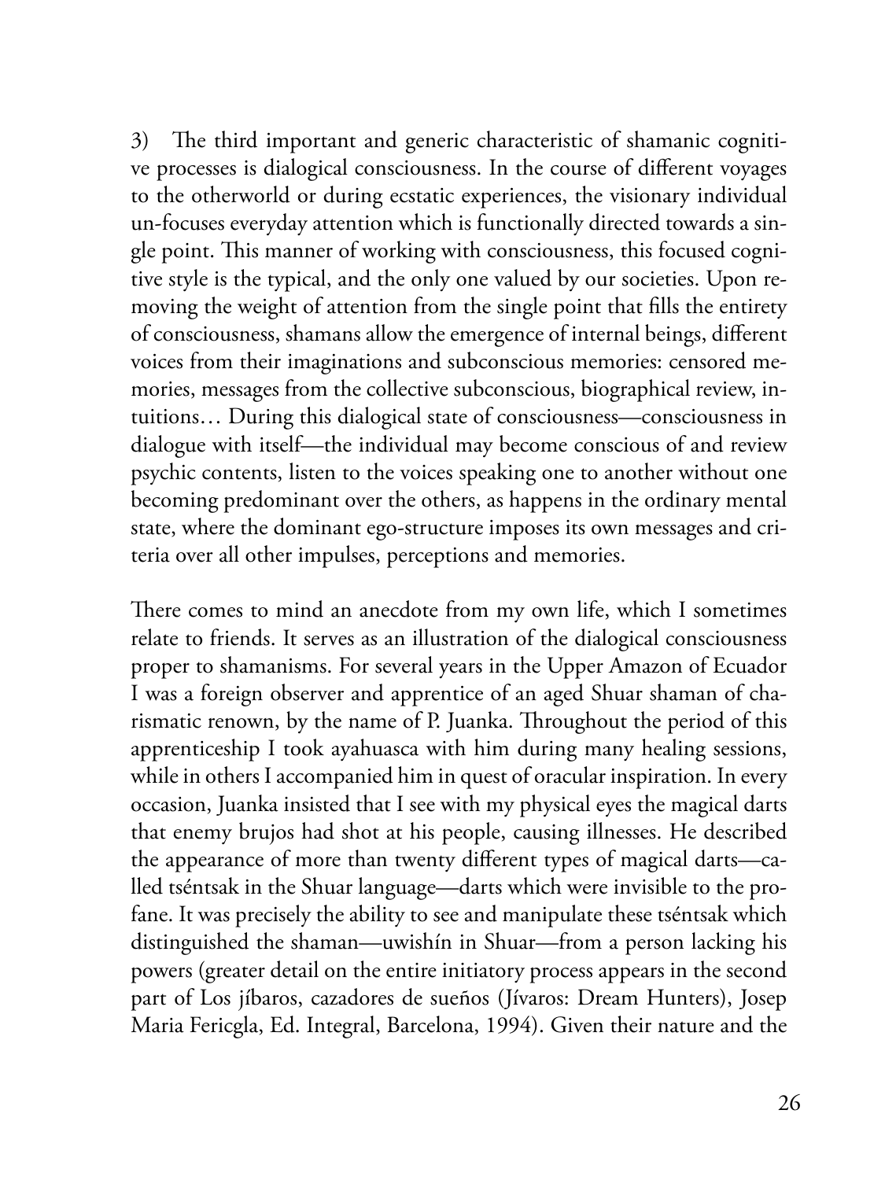3) The third important and generic characteristic of shamanic cognitive processes is dialogical consciousness. In the course of different voyages to the otherworld or during ecstatic experiences, the visionary individual un-focuses everyday attention which is functionally directed towards a single point. This manner of working with consciousness, this focused cognitive style is the typical, and the only one valued by our societies. Upon removing the weight of attention from the single point that fills the entirety of consciousness, shamans allow the emergence of internal beings, different voices from their imaginations and subconscious memories: censored memories, messages from the collective subconscious, biographical review, intuitions… During this dialogical state of consciousness—consciousness in dialogue with itself—the individual may become conscious of and review psychic contents, listen to the voices speaking one to another without one becoming predominant over the others, as happens in the ordinary mental state, where the dominant ego-structure imposes its own messages and criteria over all other impulses, perceptions and memories.

There comes to mind an anecdote from my own life, which I sometimes relate to friends. It serves as an illustration of the dialogical consciousness proper to shamanisms. For several years in the Upper Amazon of Ecuador I was a foreign observer and apprentice of an aged Shuar shaman of charismatic renown, by the name of P. Juanka. Throughout the period of this apprenticeship I took ayahuasca with him during many healing sessions, while in others I accompanied him in quest of oracular inspiration. In every occasion, Juanka insisted that I see with my physical eyes the magical darts that enemy brujos had shot at his people, causing illnesses. He described the appearance of more than twenty different types of magical darts—called tséntsak in the Shuar language—darts which were invisible to the profane. It was precisely the ability to see and manipulate these tséntsak which distinguished the shaman—uwishín in Shuar—from a person lacking his powers (greater detail on the entire initiatory process appears in the second part of Los jíbaros, cazadores de sueños (Jívaros: Dream Hunters), Josep Maria Fericgla, Ed. Integral, Barcelona, 1994). Given their nature and the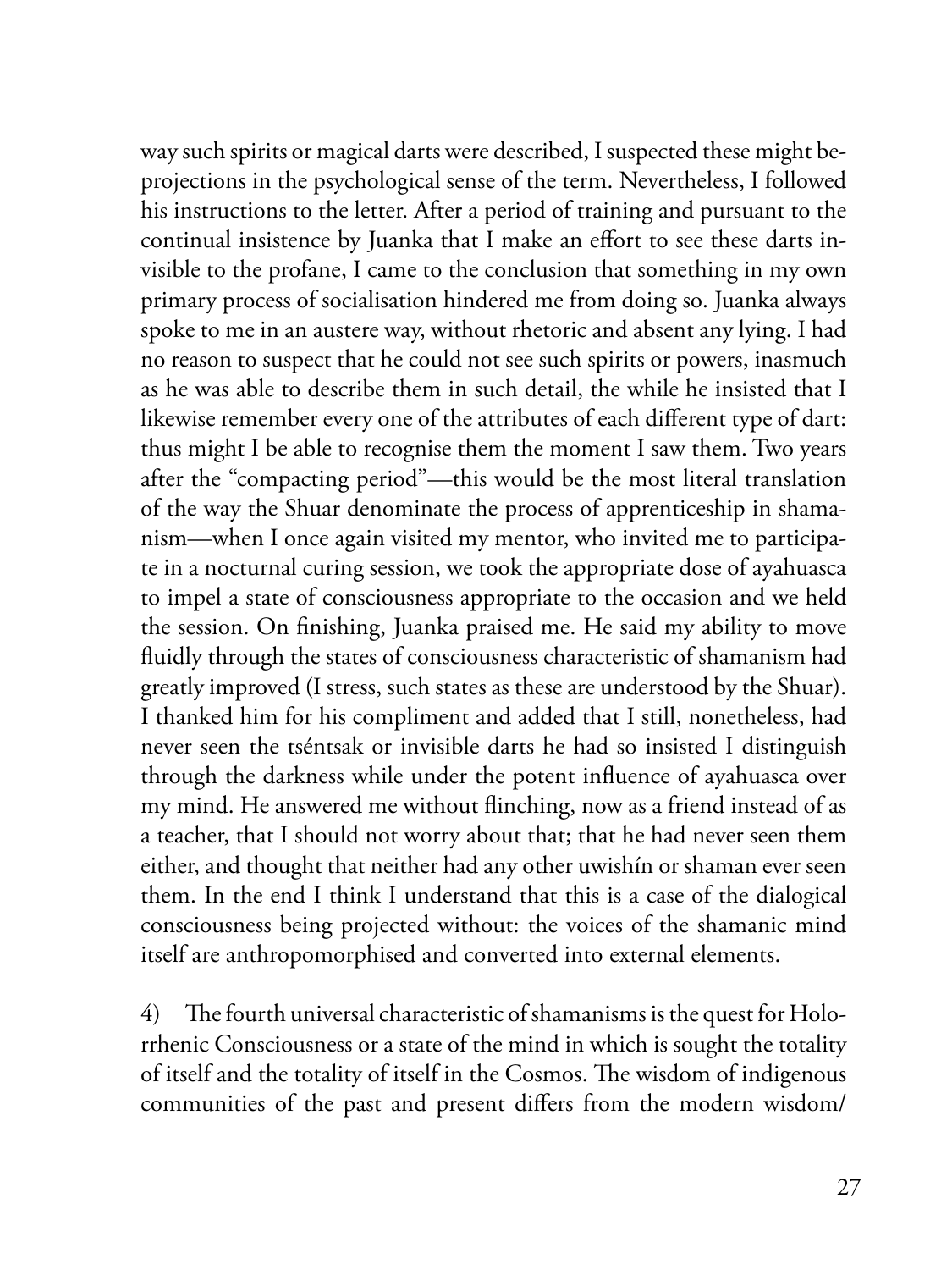way such spirits or magical darts were described, I suspected these might be-projections in the psychological sense of the term. Nevertheless, I followed his instructions to the letter. After a period of training and pursuant to the continual insistence by Juanka that I make an effort to see these darts invisible to the profane, I came to the conclusion that something in my own primary process of socialisation hindered me from doing so. Juanka always spoke to me in an austere way, without rhetoric and absent any lying. I had no reason to suspect that he could not see such spirits or powers, inasmuch as he was able to describe them in such detail, the while he insisted that I likewise remember every one of the attributes of each different type of dart: thus might I be able to recognise them the moment I saw them. Two years after the "compacting period"—this would be the most literal translation of the way the Shuar denominate the process of apprenticeship in shamanism—when I once again visited my mentor, who invited me to participate in a nocturnal curing session, we took the appropriate dose of ayahuasca to impel a state of consciousness appropriate to the occasion and we held the session. On finishing, Juanka praised me. He said my ability to move fluidly through the states of consciousness characteristic of shamanism had greatly improved (I stress, such states as these are understood by the Shuar). I thanked him for his compliment and added that I still, nonetheless, had never seen the tséntsak or invisible darts he had so insisted I distinguish through the darkness while under the potent influence of ayahuasca over my mind. He answered me without flinching, now as a friend instead of as a teacher, that I should not worry about that; that he had never seen them either, and thought that neither had any other uwishín or shaman ever seen them. In the end I think I understand that this is a case of the dialogical consciousness being projected without: the voices of the shamanic mind itself are anthropomorphised and converted into external elements.

4) The fourth universal characteristic of shamanisms is the quest for Holorrhenic Consciousness or a state of the mind in which is sought the totality of itself and the totality of itself in the Cosmos. The wisdom of indigenous communities of the past and present differs from the modern wisdom/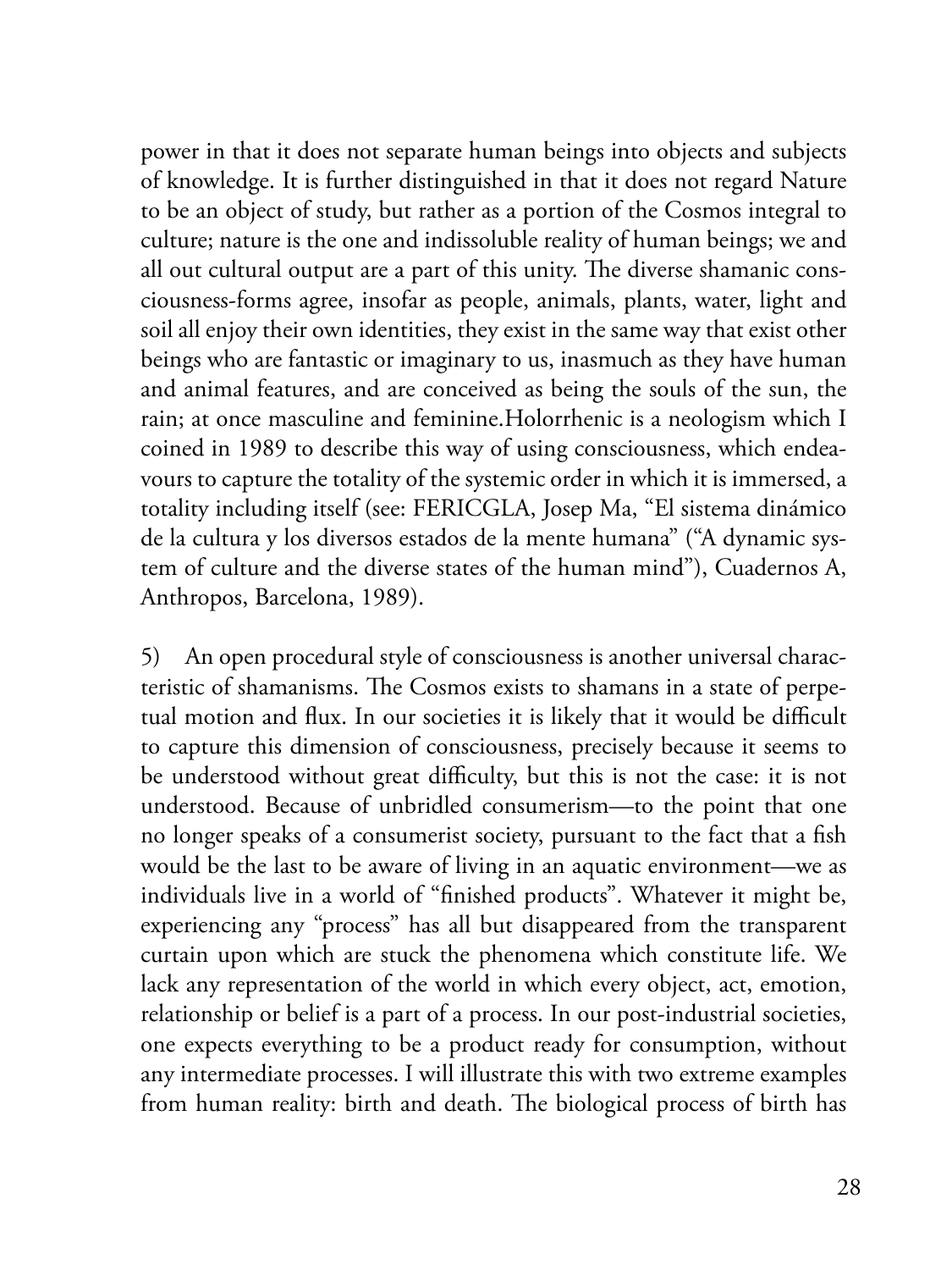power in that it does not separate human beings into objects and subjects of knowledge. It is further distinguished in that it does not regard Nature to be an object of study, but rather as a portion of the Cosmos integral to culture; nature is the one and indissoluble reality of human beings; we and all out cultural output are a part of this unity. The diverse shamanic consciousness-forms agree, insofar as people, animals, plants, water, light and soil all enjoy their own identities, they exist in the same way that exist other beings who are fantastic or imaginary to us, inasmuch as they have human and animal features, and are conceived as being the souls of the sun, the rain; at once masculine and feminine.Holorrhenic is a neologism which I coined in 1989 to describe this way of using consciousness, which endeavours to capture the totality of the systemic order in which it is immersed, a totality including itself (see: FERICGLA, Josep Ma, "El sistema dinámico de la cultura y los diversos estados de la mente humana" ("A dynamic system of culture and the diverse states of the human mind"), Cuadernos A, Anthropos, Barcelona, 1989).

5) An open procedural style of consciousness is another universal characteristic of shamanisms. The Cosmos exists to shamans in a state of perpetual motion and flux. In our societies it is likely that it would be difficult to capture this dimension of consciousness, precisely because it seems to be understood without great difficulty, but this is not the case: it is not understood. Because of unbridled consumerism—to the point that one no longer speaks of a consumerist society, pursuant to the fact that a fish would be the last to be aware of living in an aquatic environment—we as individuals live in a world of "finished products". Whatever it might be, experiencing any "process" has all but disappeared from the transparent curtain upon which are stuck the phenomena which constitute life. We lack any representation of the world in which every object, act, emotion, relationship or belief is a part of a process. In our post-industrial societies, one expects everything to be a product ready for consumption, without any intermediate processes. I will illustrate this with two extreme examples from human reality: birth and death. The biological process of birth has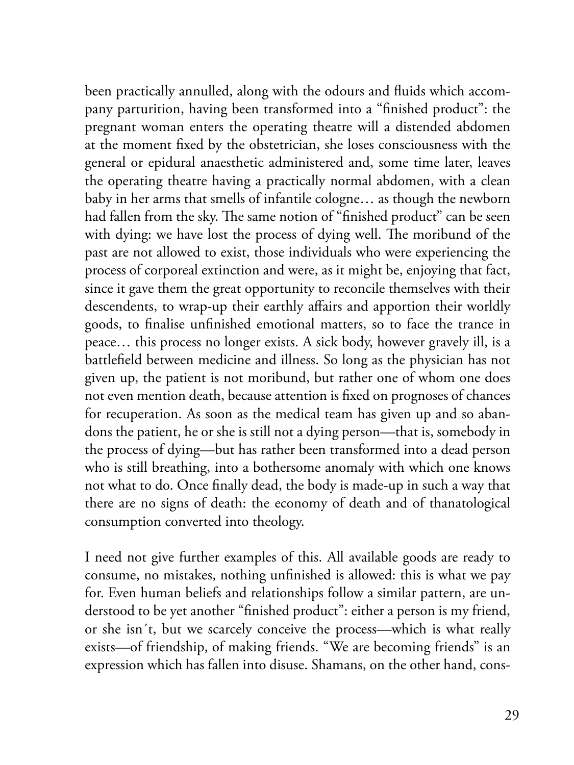been practically annulled, along with the odours and fluids which accompany parturition, having been transformed into a "finished product": the pregnant woman enters the operating theatre will a distended abdomen at the moment fixed by the obstetrician, she loses consciousness with the general or epidural anaesthetic administered and, some time later, leaves the operating theatre having a practically normal abdomen, with a clean baby in her arms that smells of infantile cologne… as though the newborn had fallen from the sky. The same notion of "finished product" can be seen with dying: we have lost the process of dying well. The moribund of the past are not allowed to exist, those individuals who were experiencing the process of corporeal extinction and were, as it might be, enjoying that fact, since it gave them the great opportunity to reconcile themselves with their descendents, to wrap-up their earthly affairs and apportion their worldly goods, to finalise unfinished emotional matters, so to face the trance in peace… this process no longer exists. A sick body, however gravely ill, is a battlefield between medicine and illness. So long as the physician has not given up, the patient is not moribund, but rather one of whom one does not even mention death, because attention is fixed on prognoses of chances for recuperation. As soon as the medical team has given up and so abandons the patient, he or she is still not a dying person—that is, somebody in the process of dying—but has rather been transformed into a dead person who is still breathing, into a bothersome anomaly with which one knows not what to do. Once finally dead, the body is made-up in such a way that there are no signs of death: the economy of death and of thanatological consumption converted into theology.

I need not give further examples of this. All available goods are ready to consume, no mistakes, nothing unfinished is allowed: this is what we pay for. Even human beliefs and relationships follow a similar pattern, are understood to be yet another "finished product": either a person is my friend, or she isn´t, but we scarcely conceive the process—which is what really exists—of friendship, of making friends. "We are becoming friends" is an expression which has fallen into disuse. Shamans, on the other hand, cons-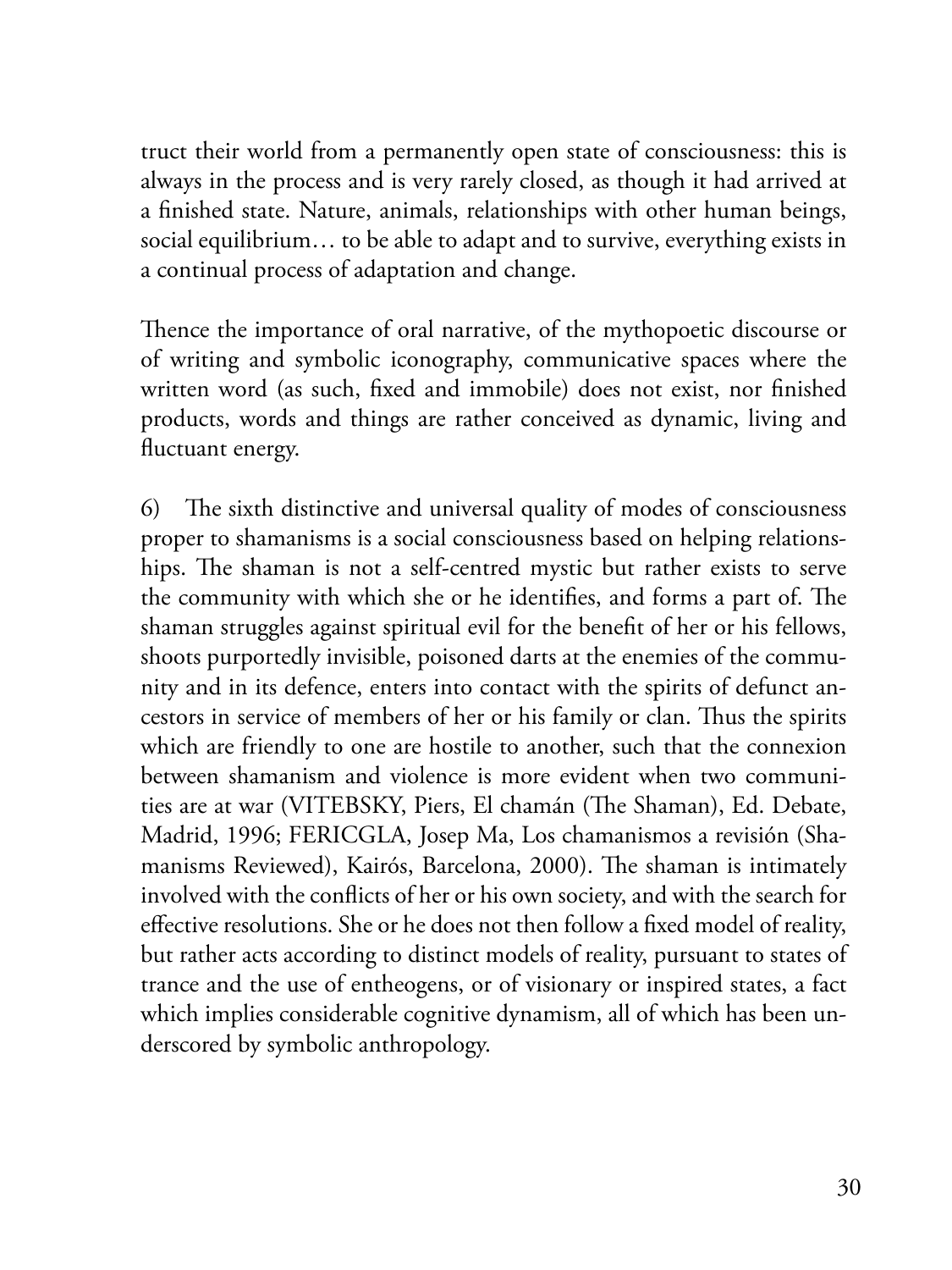truct their world from a permanently open state of consciousness: this is always in the process and is very rarely closed, as though it had arrived at a finished state. Nature, animals, relationships with other human beings, social equilibrium… to be able to adapt and to survive, everything exists in a continual process of adaptation and change.

Thence the importance of oral narrative, of the mythopoetic discourse or of writing and symbolic iconography, communicative spaces where the written word (as such, fixed and immobile) does not exist, nor finished products, words and things are rather conceived as dynamic, living and fluctuant energy.

6) The sixth distinctive and universal quality of modes of consciousness proper to shamanisms is a social consciousness based on helping relationships. The shaman is not a self-centred mystic but rather exists to serve the community with which she or he identifies, and forms a part of. The shaman struggles against spiritual evil for the benefit of her or his fellows, shoots purportedly invisible, poisoned darts at the enemies of the community and in its defence, enters into contact with the spirits of defunct ancestors in service of members of her or his family or clan. Thus the spirits which are friendly to one are hostile to another, such that the connexion between shamanism and violence is more evident when two communities are at war (VITEBSKY, Piers, El chamán (The Shaman), Ed. Debate, Madrid, 1996; FERICGLA, Josep Ma, Los chamanismos a revisión (Shamanisms Reviewed), Kairós, Barcelona, 2000). The shaman is intimately involved with the conflicts of her or his own society, and with the search for effective resolutions. She or he does not then follow a fixed model of reality, but rather acts according to distinct models of reality, pursuant to states of trance and the use of entheogens, or of visionary or inspired states, a fact which implies considerable cognitive dynamism, all of which has been underscored by symbolic anthropology.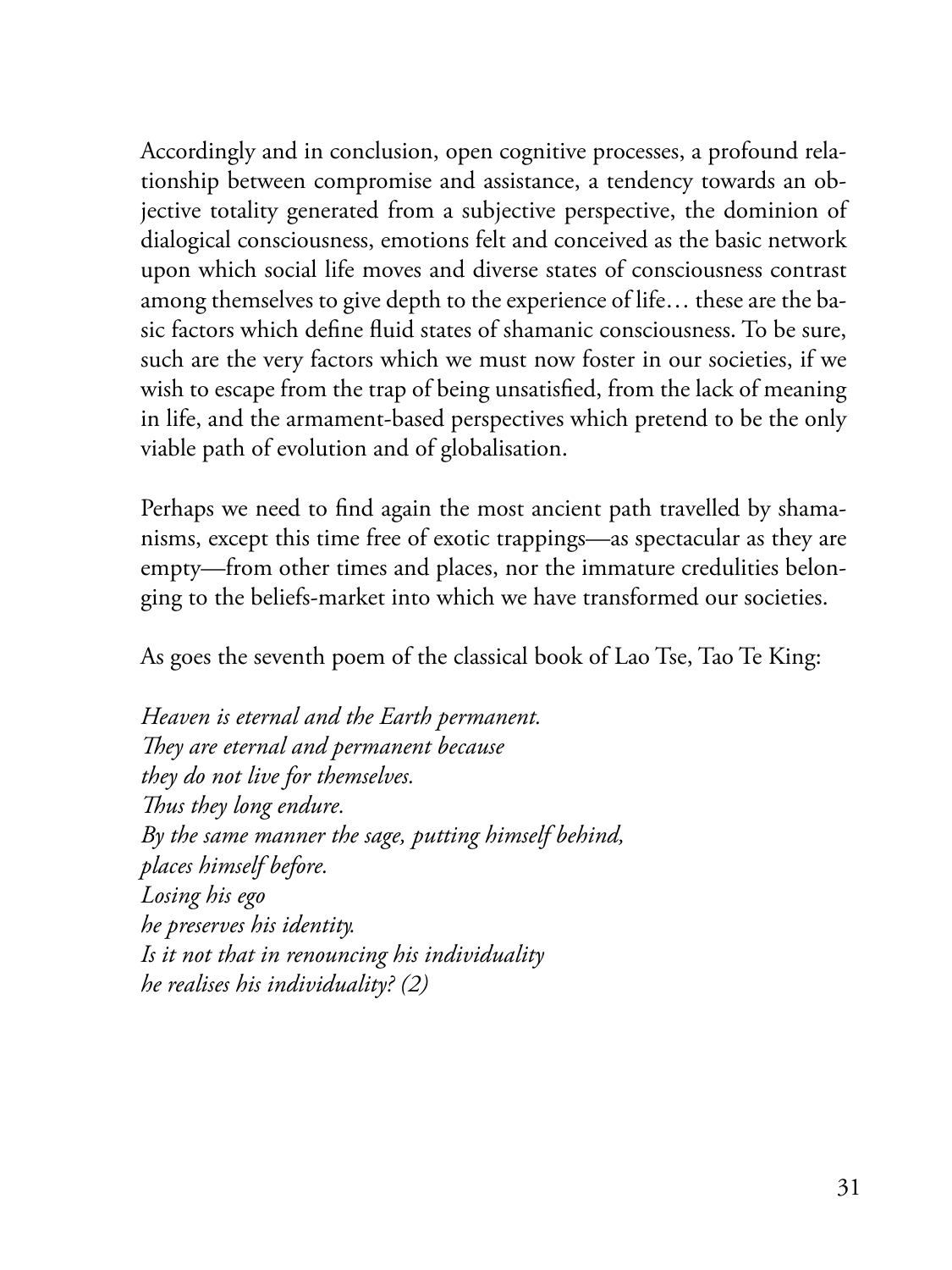Accordingly and in conclusion, open cognitive processes, a profound relationship between compromise and assistance, a tendency towards an objective totality generated from a subjective perspective, the dominion of dialogical consciousness, emotions felt and conceived as the basic network upon which social life moves and diverse states of consciousness contrast among themselves to give depth to the experience of life… these are the basic factors which define fluid states of shamanic consciousness. To be sure, such are the very factors which we must now foster in our societies, if we wish to escape from the trap of being unsatisfied, from the lack of meaning in life, and the armament-based perspectives which pretend to be the only viable path of evolution and of globalisation.

Perhaps we need to find again the most ancient path travelled by shamanisms, except this time free of exotic trappings—as spectacular as they are empty—from other times and places, nor the immature credulities belonging to the beliefs-market into which we have transformed our societies.

As goes the seventh poem of the classical book of Lao Tse, Tao Te King:

*Heaven is eternal and the Earth permanent.*
*They are eternal and permanent because*
*they do not live for themselves.*
*Thus they long endure.*
*By the same manner the sage, putting himself behind,*
*places himself before.*
*Losing his ego*
*he preserves his identity.*
*Is it not that in renouncing his individuality*
*he realises his individuality? (2)*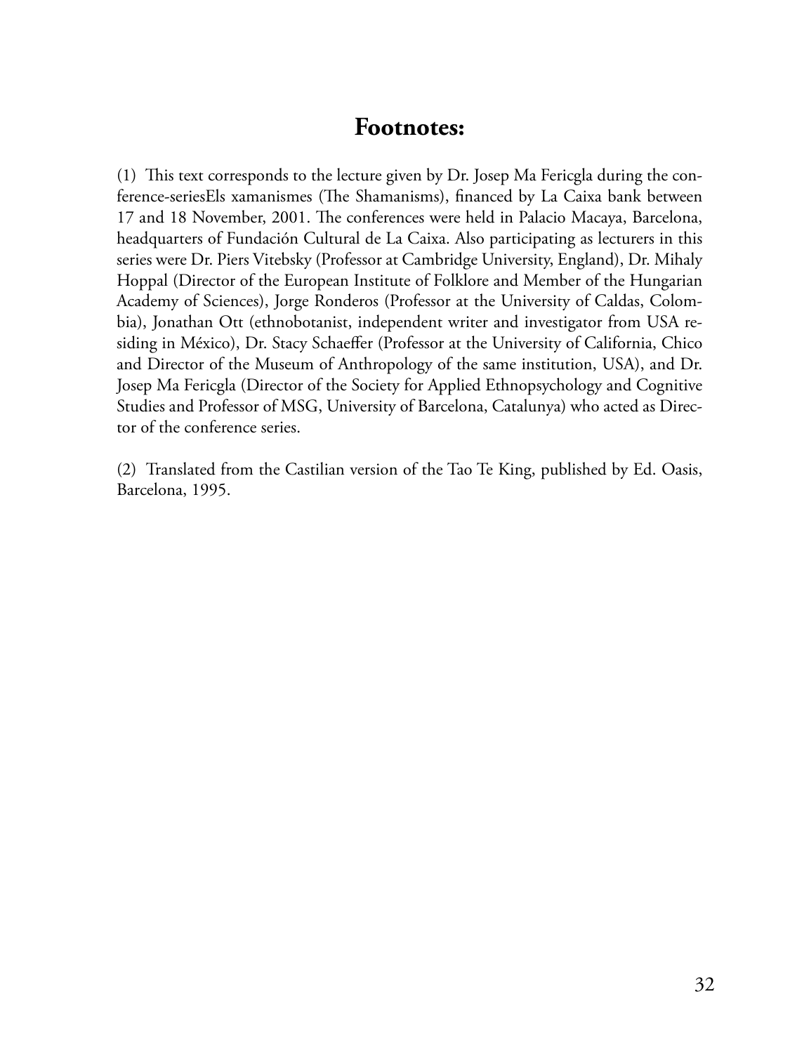## Footnotes:

(1) This text corresponds to the lecture given by Dr. Josep Ma Fericgla during the conference-seriesEls xamanismes (The Shamanisms), financed by La Caixa bank between 17 and 18 November, 2001. The conferences were held in Palacio Macaya, Barcelona, headquarters of Fundación Cultural de La Caixa. Also participating as lecturers in this series were Dr. Piers Vitebsky (Professor at Cambridge University, England), Dr. Mihaly Hoppal (Director of the European Institute of Folklore and Member of the Hungarian Academy of Sciences), Jorge Ronderos (Professor at the University of Caldas, Colombia), Jonathan Ott (ethnobotanist, independent writer and investigator from USA residing in México), Dr. Stacy Schaeffer (Professor at the University of California, Chico and Director of the Museum of Anthropology of the same institution, USA), and Dr. Josep Ma Fericgla (Director of the Society for Applied Ethnopsychology and Cognitive Studies and Professor of MSG, University of Barcelona, Catalunya) who acted as Director of the conference series.

(2) Translated from the Castilian version of the Tao Te King, published by Ed. Oasis, Barcelona, 1995.